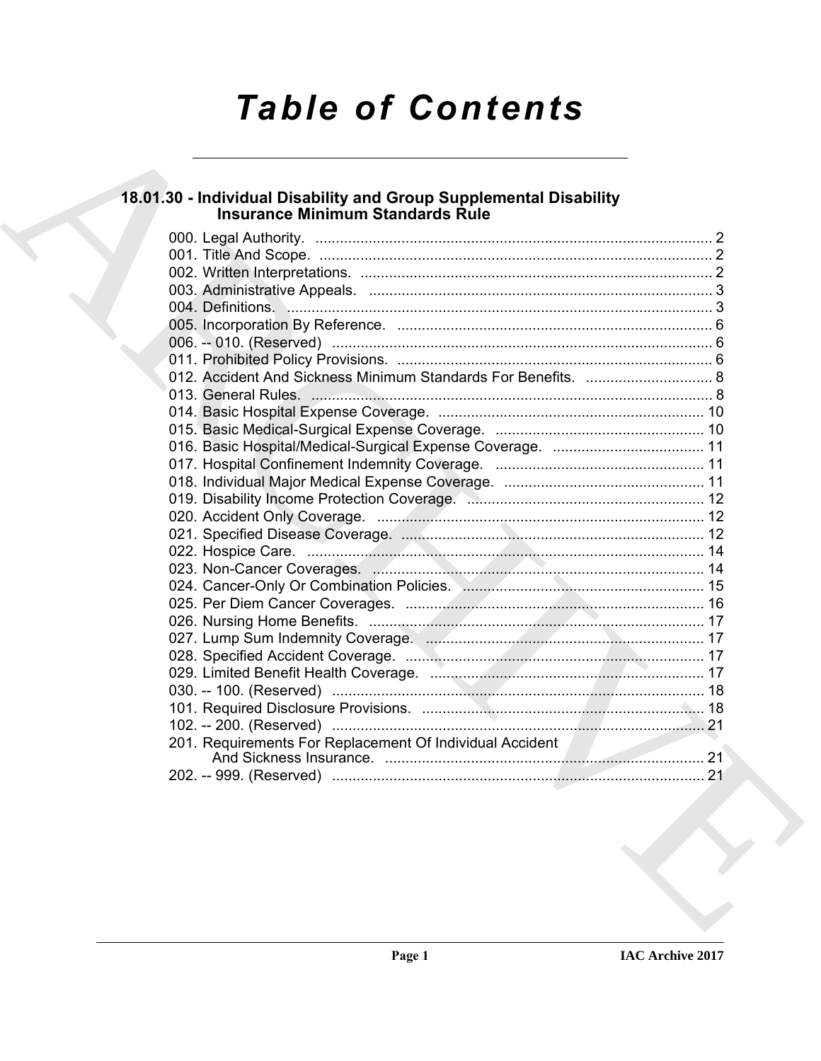# Table of Contents

## 18.01.30 - Individual Disability and Group Supplemental Disability Insurance Minimum Standards Rule

000. Legal Authority. .... 2
001. Title And Scope. .... 2
002. Written Interpretations. .... 2
003. Administrative Appeals. .... 3
004. Definitions. .... 3
005. Incorporation By Reference. .... 6
006. -- 010. (Reserved) .... 6
011. Prohibited Policy Provisions. .... 6
012. Accident And Sickness Minimum Standards For Benefits. .... 8
013. General Rules. .... 8
014. Basic Hospital Expense Coverage. .... 10
015. Basic Medical-Surgical Expense Coverage. .... 10
016. Basic Hospital/Medical-Surgical Expense Coverage. .... 11
017. Hospital Confinement Indemnity Coverage. .... 11
018. Individual Major Medical Expense Coverage. .... 11
019. Disability Income Protection Coverage. .... 12
020. Accident Only Coverage. .... 12
021. Specified Disease Coverage. .... 12
022. Hospice Care. .... 14
023. Non-Cancer Coverages. .... 14
024. Cancer-Only Or Combination Policies. .... 15
025. Per Diem Cancer Coverages. .... 16
026. Nursing Home Benefits. .... 17
027. Lump Sum Indemnity Coverage. .... 17
028. Specified Accident Coverage. .... 17
029. Limited Benefit Health Coverage. .... 17
030. -- 100. (Reserved) .... 18
101. Required Disclosure Provisions. .... 18
102. -- 200. (Reserved) .... 21
201. Requirements For Replacement Of Individual Accident And Sickness Insurance. .... 21
202. -- 999. (Reserved) .... 21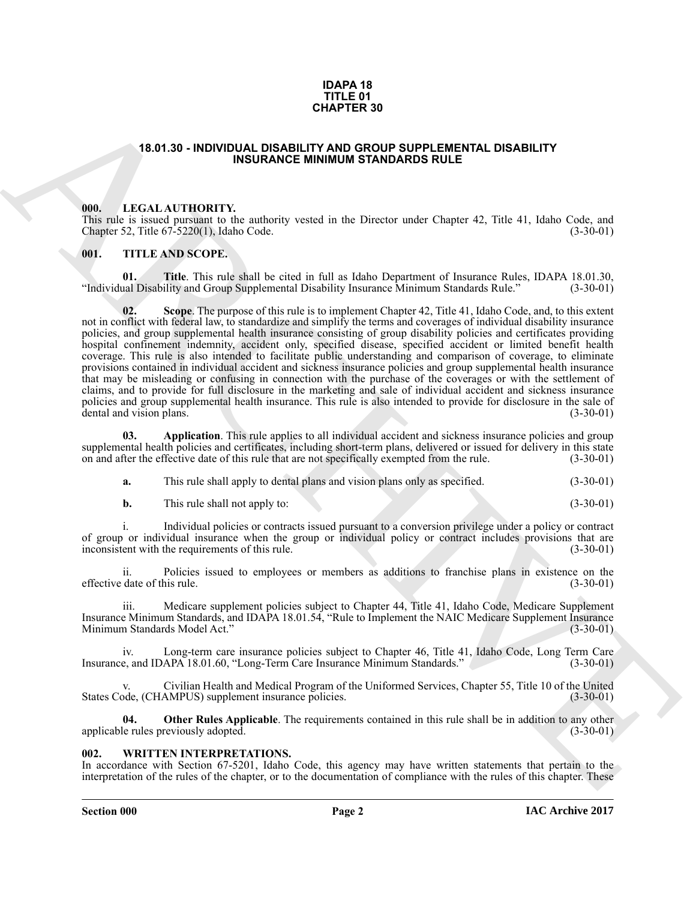**IDAPA 18**
**TITLE 01**
**CHAPTER 30**

# 18.01.30 - INDIVIDUAL DISABILITY AND GROUP SUPPLEMENTAL DISABILITY INSURANCE MINIMUM STANDARDS RULE

## 000. LEGAL AUTHORITY.

This rule is issued pursuant to the authority vested in the Director under Chapter 42, Title 41, Idaho Code, and Chapter 52, Title 67-5220(1), Idaho Code. (3-30-01)

## 001. TITLE AND SCOPE.

**01. Title**. This rule shall be cited in full as Idaho Department of Insurance Rules, IDAPA 18.01.30, "Individual Disability and Group Supplemental Disability Insurance Minimum Standards Rule." (3-30-01)

**02. Scope**. The purpose of this rule is to implement Chapter 42, Title 41, Idaho Code, and, to this extent not in conflict with federal law, to standardize and simplify the terms and coverages of individual disability insurance policies, and group supplemental health insurance consisting of group disability policies and certificates providing hospital confinement indemnity, accident only, specified disease, specified accident or limited benefit health coverage. This rule is also intended to facilitate public understanding and comparison of coverage, to eliminate provisions contained in individual accident and sickness insurance policies and group supplemental health insurance that may be misleading or confusing in connection with the purchase of the coverages or with the settlement of claims, and to provide for full disclosure in the marketing and sale of individual accident and sickness insurance policies and group supplemental health insurance. This rule is also intended to provide for disclosure in the sale of dental and vision plans. (3-30-01)

**03. Application**. This rule applies to all individual accident and sickness insurance policies and group supplemental health policies and certificates, including short-term plans, delivered or issued for delivery in this state on and after the effective date of this rule that are not specifically exempted from the rule. (3-30-01)

**a.** This rule shall apply to dental plans and vision plans only as specified. (3-30-01)

**b.** This rule shall not apply to: (3-30-01)

i. Individual policies or contracts issued pursuant to a conversion privilege under a policy or contract of group or individual insurance when the group or individual policy or contract includes provisions that are inconsistent with the requirements of this rule. (3-30-01)

ii. Policies issued to employees or members as additions to franchise plans in existence on the effective date of this rule. (3-30-01)

iii. Medicare supplement policies subject to Chapter 44, Title 41, Idaho Code, Medicare Supplement Insurance Minimum Standards, and IDAPA 18.01.54, "Rule to Implement the NAIC Medicare Supplement Insurance Minimum Standards Model Act." (3-30-01)

iv. Long-term care insurance policies subject to Chapter 46, Title 41, Idaho Code, Long Term Care Insurance, and IDAPA 18.01.60, "Long-Term Care Insurance Minimum Standards." (3-30-01)

v. Civilian Health and Medical Program of the Uniformed Services, Chapter 55, Title 10 of the United States Code, (CHAMPUS) supplement insurance policies. (3-30-01)

**04. Other Rules Applicable**. The requirements contained in this rule shall be in addition to any other applicable rules previously adopted. (3-30-01)

## 002. WRITTEN INTERPRETATIONS.

In accordance with Section 67-5201, Idaho Code, this agency may have written statements that pertain to the interpretation of the rules of the chapter, or to the documentation of compliance with the rules of this chapter. These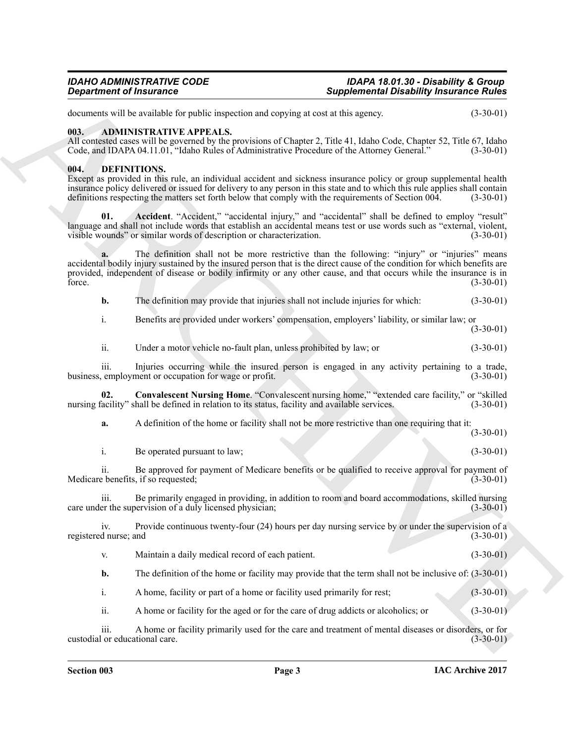documents will be available for public inspection and copying at cost at this agency. (3-30-01)

### 003. ADMINISTRATIVE APPEALS.

All contested cases will be governed by the provisions of Chapter 2, Title 41, Idaho Code, Chapter 52, Title 67, Idaho Code, and IDAPA 04.11.01, "Idaho Rules of Administrative Procedure of the Attorney General." (3-30-01)

### 004. DEFINITIONS.

Except as provided in this rule, an individual accident and sickness insurance policy or group supplemental health insurance policy delivered or issued for delivery to any person in this state and to which this rule applies shall contain definitions respecting the matters set forth below that comply with the requirements of Section 004. (3-30-01)

**01. Accident**. "Accident," "accidental injury," and "accidental" shall be defined to employ "result" language and shall not include words that establish an accidental means test or use words such as "external, violent, visible wounds" or similar words of description or characterization. (3-30-01)

**a.** The definition shall not be more restrictive than the following: "injury" or "injuries" means accidental bodily injury sustained by the insured person that is the direct cause of the condition for which benefits are provided, independent of disease or bodily infirmity or any other cause, and that occurs while the insurance is in force. (3-30-01)

**b.** The definition may provide that injuries shall not include injuries for which: (3-30-01)

i. Benefits are provided under workers' compensation, employers' liability, or similar law; or (3-30-01)

ii. Under a motor vehicle no-fault plan, unless prohibited by law; or (3-30-01)

iii. Injuries occurring while the insured person is engaged in any activity pertaining to a trade, business, employment or occupation for wage or profit. (3-30-01)

**02. Convalescent Nursing Home**. "Convalescent nursing home," "extended care facility," or "skilled nursing facility" shall be defined in relation to its status, facility and available services. (3-30-01)

**a.** A definition of the home or facility shall not be more restrictive than one requiring that it: (3-30-01)

i. Be operated pursuant to law; (3-30-01)

ii. Be approved for payment of Medicare benefits or be qualified to receive approval for payment of Medicare benefits, if so requested; (3-30-01)

iii. Be primarily engaged in providing, in addition to room and board accommodations, skilled nursing care under the supervision of a duly licensed physician; (3-30-01)

iv. Provide continuous twenty-four (24) hours per day nursing service by or under the supervision of a registered nurse; and (3-30-01)

v. Maintain a daily medical record of each patient. (3-30-01)

**b.** The definition of the home or facility may provide that the term shall not be inclusive of: (3-30-01)

i. A home, facility or part of a home or facility used primarily for rest; (3-30-01)

ii. A home or facility for the aged or for the care of drug addicts or alcoholics; or (3-30-01)

iii. A home or facility primarily used for the care and treatment of mental diseases or disorders, or for custodial or educational care. (3-30-01)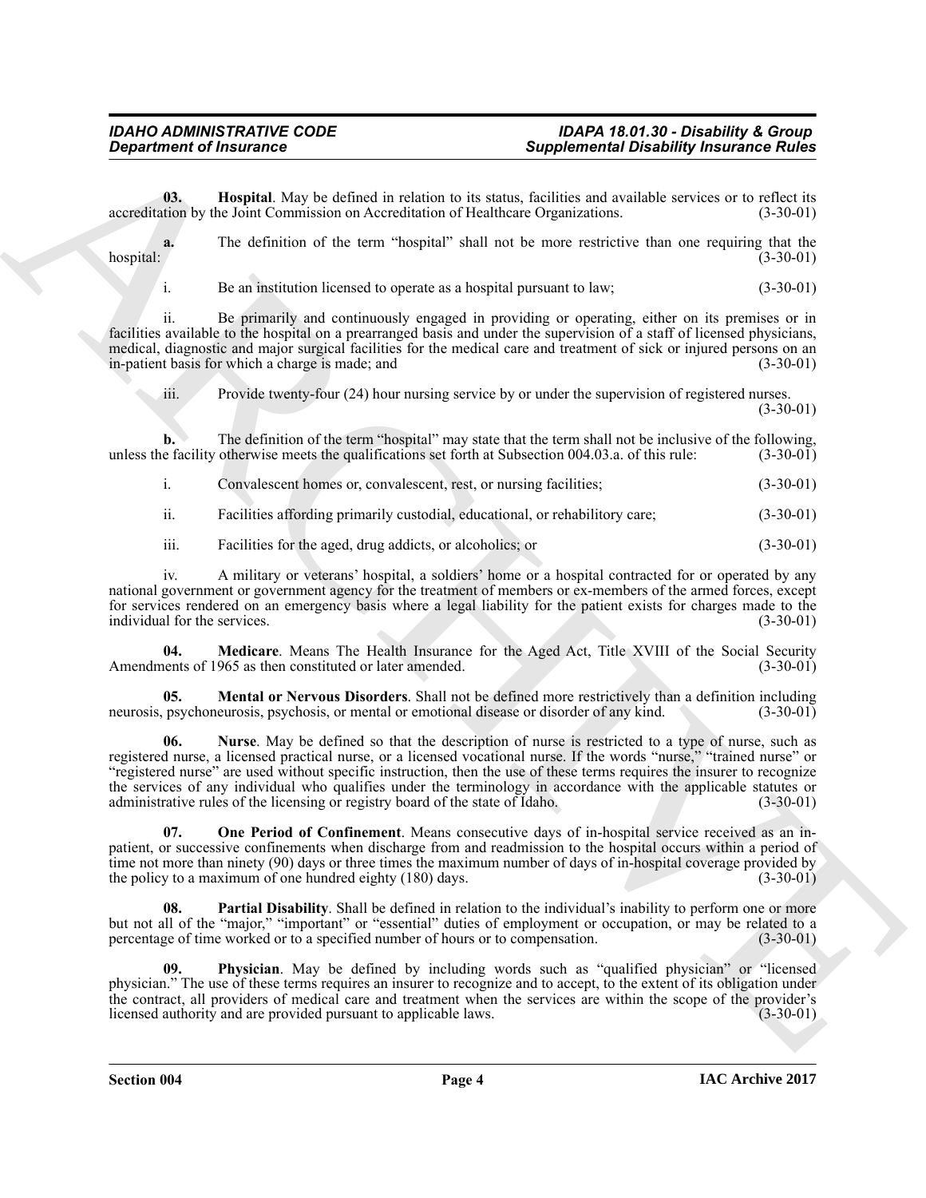**03. Hospital**. May be defined in relation to its status, facilities and available services or to reflect its accreditation by the Joint Commission on Accreditation of Healthcare Organizations. (3-30-01)

**a.** The definition of the term "hospital" shall not be more restrictive than one requiring that the hospital: (3-30-01)

i. Be an institution licensed to operate as a hospital pursuant to law; (3-30-01)

ii. Be primarily and continuously engaged in providing or operating, either on its premises or in facilities available to the hospital on a prearranged basis and under the supervision of a staff of licensed physicians, medical, diagnostic and major surgical facilities for the medical care and treatment of sick or injured persons on an in-patient basis for which a charge is made; and (3-30-01)

iii. Provide twenty-four (24) hour nursing service by or under the supervision of registered nurses. (3-30-01)

**b.** The definition of the term "hospital" may state that the term shall not be inclusive of the following, unless the facility otherwise meets the qualifications set forth at Subsection 004.03.a. of this rule: (3-30-01)

i. Convalescent homes or, convalescent, rest, or nursing facilities; (3-30-01)

ii. Facilities affording primarily custodial, educational, or rehabilitory care; (3-30-01)

iii. Facilities for the aged, drug addicts, or alcoholics; or (3-30-01)

iv. A military or veterans' hospital, a soldiers' home or a hospital contracted for or operated by any national government or government agency for the treatment of members or ex-members of the armed forces, except for services rendered on an emergency basis where a legal liability for the patient exists for charges made to the individual for the services. (3-30-01)

**04. Medicare**. Means The Health Insurance for the Aged Act, Title XVIII of the Social Security Amendments of 1965 as then constituted or later amended. (3-30-01)

**05. Mental or Nervous Disorders**. Shall not be defined more restrictively than a definition including neurosis, psychoneurosis, psychosis, or mental or emotional disease or disorder of any kind. (3-30-01)

**06. Nurse**. May be defined so that the description of nurse is restricted to a type of nurse, such as registered nurse, a licensed practical nurse, or a licensed vocational nurse. If the words "nurse," "trained nurse" or "registered nurse" are used without specific instruction, then the use of these terms requires the insurer to recognize the services of any individual who qualifies under the terminology in accordance with the applicable statutes or administrative rules of the licensing or registry board of the state of Idaho. (3-30-01)

**07. One Period of Confinement**. Means consecutive days of in-hospital service received as an in-patient, or successive confinements when discharge from and readmission to the hospital occurs within a period of time not more than ninety (90) days or three times the maximum number of days of in-hospital coverage provided by the policy to a maximum of one hundred eighty (180) days. (3-30-01)

**08. Partial Disability**. Shall be defined in relation to the individual's inability to perform one or more but not all of the "major," "important" or "essential" duties of employment or occupation, or may be related to a percentage of time worked or to a specified number of hours or to compensation. (3-30-01)

**09. Physician**. May be defined by including words such as "qualified physician" or "licensed physician." The use of these terms requires an insurer to recognize and to accept, to the extent of its obligation under the contract, all providers of medical care and treatment when the services are within the scope of the provider's licensed authority and are provided pursuant to applicable laws. (3-30-01)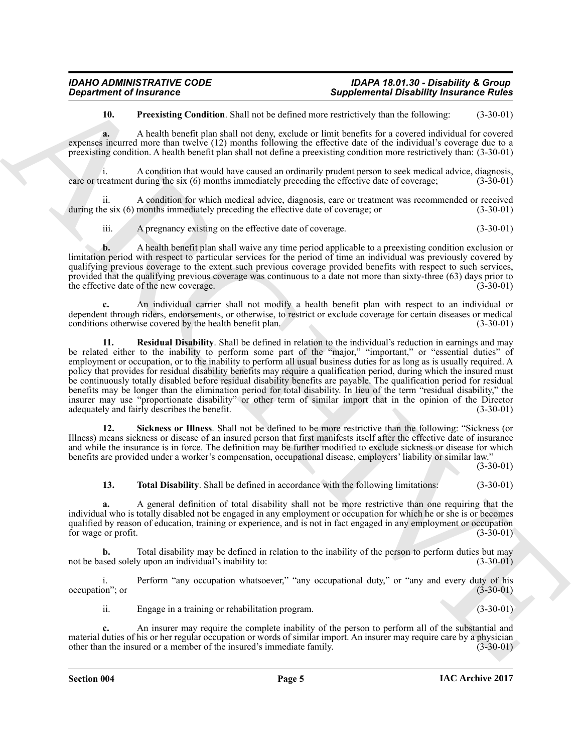**10. Preexisting Condition**. Shall not be defined more restrictively than the following: (3-30-01)

**a.** A health benefit plan shall not deny, exclude or limit benefits for a covered individual for covered expenses incurred more than twelve (12) months following the effective date of the individual's coverage due to a preexisting condition. A health benefit plan shall not define a preexisting condition more restrictively than: (3-30-01)

i. A condition that would have caused an ordinarily prudent person to seek medical advice, diagnosis, care or treatment during the six (6) months immediately preceding the effective date of coverage; (3-30-01)

ii. A condition for which medical advice, diagnosis, care or treatment was recommended or received during the six (6) months immediately preceding the effective date of coverage; or (3-30-01)

iii. A pregnancy existing on the effective date of coverage. (3-30-01)

**b.** A health benefit plan shall waive any time period applicable to a preexisting condition exclusion or limitation period with respect to particular services for the period of time an individual was previously covered by qualifying previous coverage to the extent such previous coverage provided benefits with respect to such services, provided that the qualifying previous coverage was continuous to a date not more than sixty-three (63) days prior to the effective date of the new coverage. (3-30-01)

**c.** An individual carrier shall not modify a health benefit plan with respect to an individual or dependent through riders, endorsements, or otherwise, to restrict or exclude coverage for certain diseases or medical conditions otherwise covered by the health benefit plan. (3-30-01)

**11. Residual Disability**. Shall be defined in relation to the individual's reduction in earnings and may be related either to the inability to perform some part of the "major," "important," or "essential duties" of employment or occupation, or to the inability to perform all usual business duties for as long as is usually required. A policy that provides for residual disability benefits may require a qualification period, during which the insured must be continuously totally disabled before residual disability benefits are payable. The qualification period for residual benefits may be longer than the elimination period for total disability. In lieu of the term "residual disability," the insurer may use "proportionate disability" or other term of similar import that in the opinion of the Director adequately and fairly describes the benefit. (3-30-01)

**12. Sickness or Illness**. Shall not be defined to be more restrictive than the following: "Sickness (or Illness) means sickness or disease of an insured person that first manifests itself after the effective date of insurance and while the insurance is in force. The definition may be further modified to exclude sickness or disease for which benefits are provided under a worker's compensation, occupational disease, employers' liability or similar law." (3-30-01)

**13. Total Disability**. Shall be defined in accordance with the following limitations: (3-30-01)

**a.** A general definition of total disability shall not be more restrictive than one requiring that the individual who is totally disabled not be engaged in any employment or occupation for which he or she is or becomes qualified by reason of education, training or experience, and is not in fact engaged in any employment or occupation for wage or profit. (3-30-01)

**b.** Total disability may be defined in relation to the inability of the person to perform duties but may not be based solely upon an individual's inability to: (3-30-01)

i. Perform "any occupation whatsoever," "any occupational duty," or "any and every duty of his occupation"; or (3-30-01)

ii. Engage in a training or rehabilitation program. (3-30-01)

**c.** An insurer may require the complete inability of the person to perform all of the substantial and material duties of his or her regular occupation or words of similar import. An insurer may require care by a physician other than the insured or a member of the insured's immediate family. (3-30-01)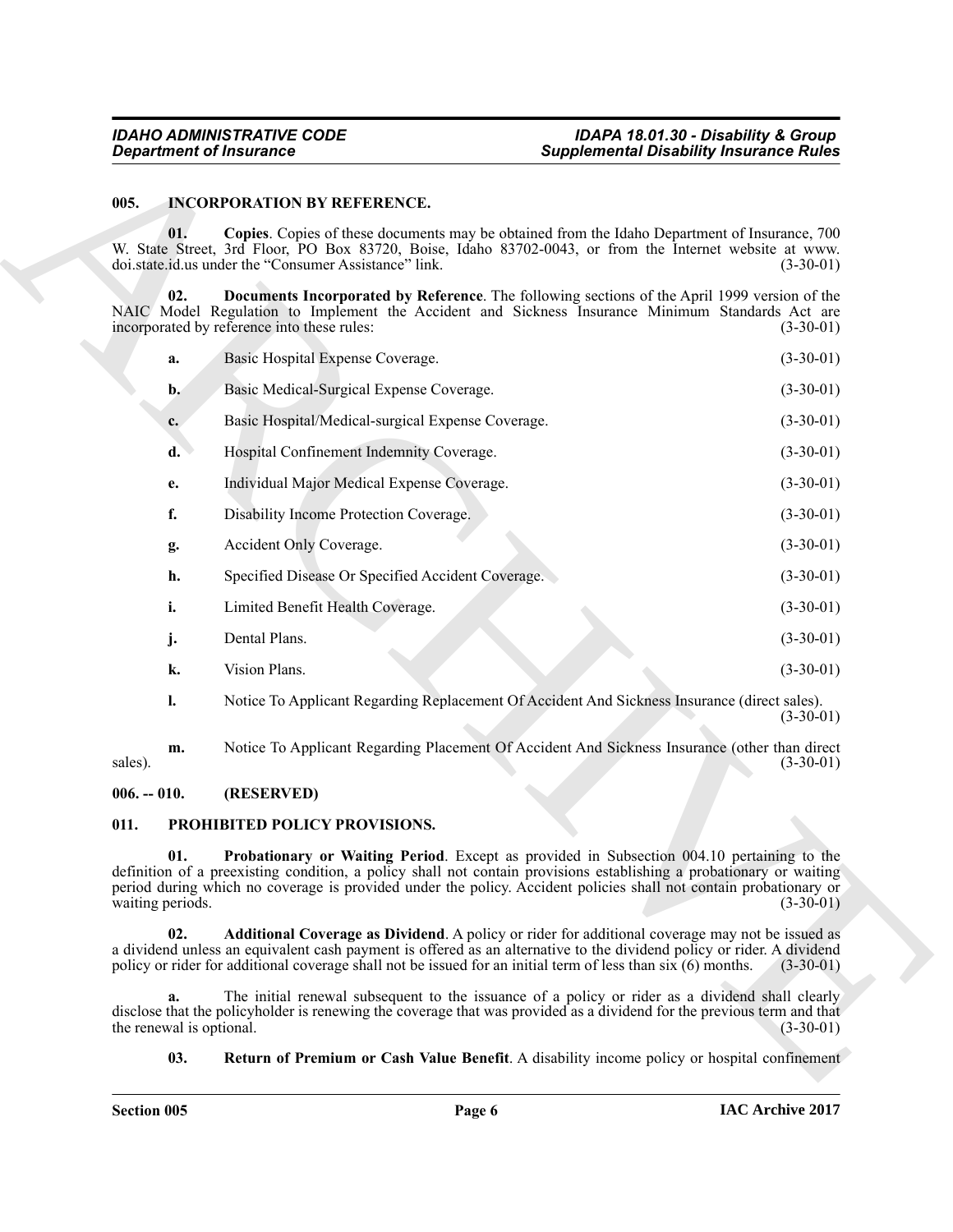### 005. INCORPORATION BY REFERENCE.

**01. Copies**. Copies of these documents may be obtained from the Idaho Department of Insurance, 700 W. State Street, 3rd Floor, PO Box 83720, Boise, Idaho 83702-0043, or from the Internet website at www.doi.state.id.us under the "Consumer Assistance" link. (3-30-01)

**02. Documents Incorporated by Reference**. The following sections of the April 1999 version of the NAIC Model Regulation to Implement the Accident and Sickness Insurance Minimum Standards Act are incorporated by reference into these rules: (3-30-01)

**a.** Basic Hospital Expense Coverage. (3-30-01)

**b.** Basic Medical-Surgical Expense Coverage. (3-30-01)

**c.** Basic Hospital/Medical-surgical Expense Coverage. (3-30-01)

**d.** Hospital Confinement Indemnity Coverage. (3-30-01)

**e.** Individual Major Medical Expense Coverage. (3-30-01)

**f.** Disability Income Protection Coverage. (3-30-01)

**g.** Accident Only Coverage. (3-30-01)

**h.** Specified Disease Or Specified Accident Coverage. (3-30-01)

**i.** Limited Benefit Health Coverage. (3-30-01)

**j.** Dental Plans. (3-30-01)

**k.** Vision Plans. (3-30-01)

**l.** Notice To Applicant Regarding Replacement Of Accident And Sickness Insurance (direct sales). (3-30-01)

**m.** Notice To Applicant Regarding Placement Of Accident And Sickness Insurance (other than direct sales). (3-30-01)

### 006. -- 010. (RESERVED)

### 011. PROHIBITED POLICY PROVISIONS.

**01. Probationary or Waiting Period**. Except as provided in Subsection 004.10 pertaining to the definition of a preexisting condition, a policy shall not contain provisions establishing a probationary or waiting period during which no coverage is provided under the policy. Accident policies shall not contain probationary or waiting periods. (3-30-01)

**02. Additional Coverage as Dividend**. A policy or rider for additional coverage may not be issued as a dividend unless an equivalent cash payment is offered as an alternative to the dividend policy or rider. A dividend policy or rider for additional coverage shall not be issued for an initial term of less than six (6) months. (3-30-01)

**a.** The initial renewal subsequent to the issuance of a policy or rider as a dividend shall clearly disclose that the policyholder is renewing the coverage that was provided as a dividend for the previous term and that the renewal is optional. (3-30-01)

**03. Return of Premium or Cash Value Benefit**. A disability income policy or hospital confinement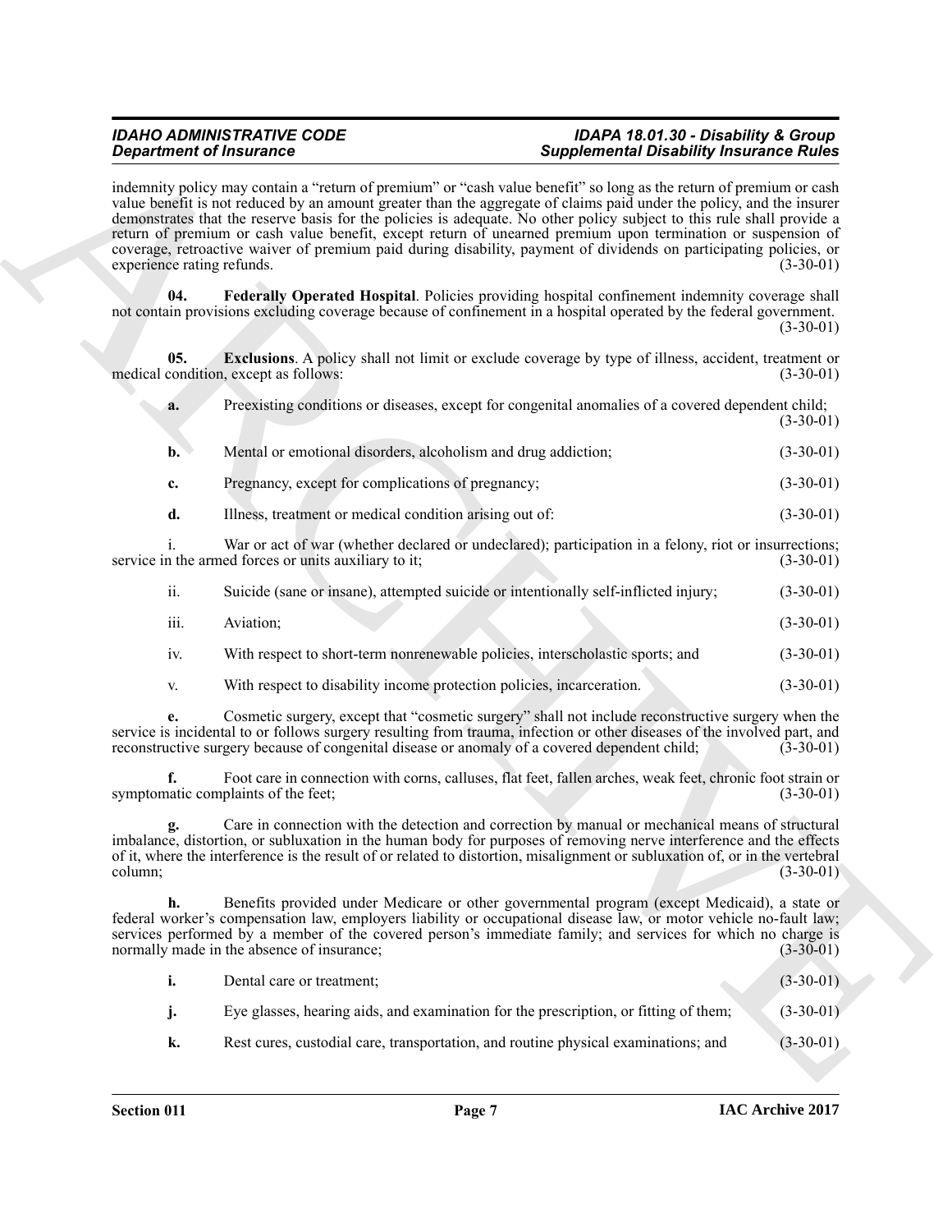indemnity policy may contain a "return of premium" or "cash value benefit" so long as the return of premium or cash value benefit is not reduced by an amount greater than the aggregate of claims paid under the policy, and the insurer demonstrates that the reserve basis for the policies is adequate. No other policy subject to this rule shall provide a return of premium or cash value benefit, except return of unearned premium upon termination or suspension of coverage, retroactive waiver of premium paid during disability, payment of dividends on participating policies, or experience rating refunds. (3-30-01)

**04. Federally Operated Hospital**. Policies providing hospital confinement indemnity coverage shall not contain provisions excluding coverage because of confinement in a hospital operated by the federal government. (3-30-01)

**05. Exclusions**. A policy shall not limit or exclude coverage by type of illness, accident, treatment or medical condition, except as follows: (3-30-01)

**a.** Preexisting conditions or diseases, except for congenital anomalies of a covered dependent child; (3-30-01)

**b.** Mental or emotional disorders, alcoholism and drug addiction; (3-30-01)

**c.** Pregnancy, except for complications of pregnancy; (3-30-01)

**d.** Illness, treatment or medical condition arising out of: (3-30-01)

i. War or act of war (whether declared or undeclared); participation in a felony, riot or insurrections; service in the armed forces or units auxiliary to it; (3-30-01)

ii. Suicide (sane or insane), attempted suicide or intentionally self-inflicted injury; (3-30-01)

iii. Aviation; (3-30-01)

iv. With respect to short-term nonrenewable policies, interscholastic sports; and (3-30-01)

v. With respect to disability income protection policies, incarceration. (3-30-01)

**e.** Cosmetic surgery, except that "cosmetic surgery" shall not include reconstructive surgery when the service is incidental to or follows surgery resulting from trauma, infection or other diseases of the involved part, and reconstructive surgery because of congenital disease or anomaly of a covered dependent child; (3-30-01)

**f.** Foot care in connection with corns, calluses, flat feet, fallen arches, weak feet, chronic foot strain or symptomatic complaints of the feet; (3-30-01)

**g.** Care in connection with the detection and correction by manual or mechanical means of structural imbalance, distortion, or subluxation in the human body for purposes of removing nerve interference and the effects of it, where the interference is the result of or related to distortion, misalignment or subluxation of, or in the vertebral column; (3-30-01)

**h.** Benefits provided under Medicare or other governmental program (except Medicaid), a state or federal worker's compensation law, employers liability or occupational disease law, or motor vehicle no-fault law; services performed by a member of the covered person's immediate family; and services for which no charge is normally made in the absence of insurance; (3-30-01)

**i.** Dental care or treatment; (3-30-01)

**j.** Eye glasses, hearing aids, and examination for the prescription, or fitting of them; (3-30-01)

**k.** Rest cures, custodial care, transportation, and routine physical examinations; and (3-30-01)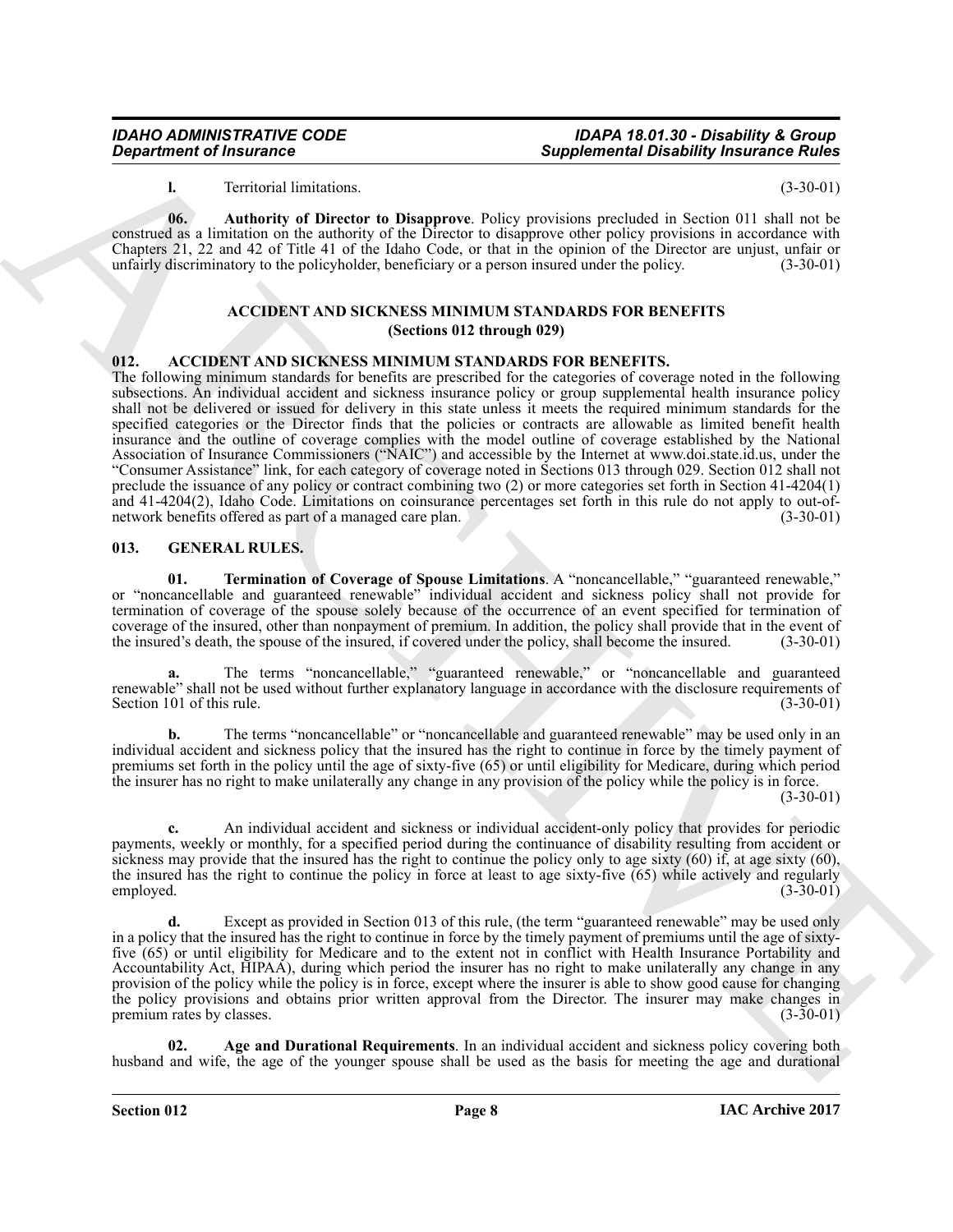**l.** Territorial limitations. (3-30-01)

**06. Authority of Director to Disapprove**. Policy provisions precluded in Section 011 shall not be construed as a limitation on the authority of the Director to disapprove other policy provisions in accordance with Chapters 21, 22 and 42 of Title 41 of the Idaho Code, or that in the opinion of the Director are unjust, unfair or unfairly discriminatory to the policyholder, beneficiary or a person insured under the policy. (3-30-01)

## ACCIDENT AND SICKNESS MINIMUM STANDARDS FOR BENEFITS
## (Sections 012 through 029)

### 012. ACCIDENT AND SICKNESS MINIMUM STANDARDS FOR BENEFITS.

The following minimum standards for benefits are prescribed for the categories of coverage noted in the following subsections. An individual accident and sickness insurance policy or group supplemental health insurance policy shall not be delivered or issued for delivery in this state unless it meets the required minimum standards for the specified categories or the Director finds that the policies or contracts are allowable as limited benefit health insurance and the outline of coverage complies with the model outline of coverage established by the National Association of Insurance Commissioners ("NAIC") and accessible by the Internet at www.doi.state.id.us, under the "Consumer Assistance" link, for each category of coverage noted in Sections 013 through 029. Section 012 shall not preclude the issuance of any policy or contract combining two (2) or more categories set forth in Section 41-4204(1) and 41-4204(2), Idaho Code. Limitations on coinsurance percentages set forth in this rule do not apply to out-of-network benefits offered as part of a managed care plan. (3-30-01)

### 013. GENERAL RULES.

**01. Termination of Coverage of Spouse Limitations**. A "noncancellable," "guaranteed renewable," or "noncancellable and guaranteed renewable" individual accident and sickness policy shall not provide for termination of coverage of the spouse solely because of the occurrence of an event specified for termination of coverage of the insured, other than nonpayment of premium. In addition, the policy shall provide that in the event of the insured's death, the spouse of the insured, if covered under the policy, shall become the insured. (3-30-01)

**a.** The terms "noncancellable," "guaranteed renewable," or "noncancellable and guaranteed renewable" shall not be used without further explanatory language in accordance with the disclosure requirements of Section 101 of this rule. (3-30-01)

**b.** The terms "noncancellable" or "noncancellable and guaranteed renewable" may be used only in an individual accident and sickness policy that the insured has the right to continue in force by the timely payment of premiums set forth in the policy until the age of sixty-five (65) or until eligibility for Medicare, during which period the insurer has no right to make unilaterally any change in any provision of the policy while the policy is in force. (3-30-01)

**c.** An individual accident and sickness or individual accident-only policy that provides for periodic payments, weekly or monthly, for a specified period during the continuance of disability resulting from accident or sickness may provide that the insured has the right to continue the policy only to age sixty (60) if, at age sixty (60), the insured has the right to continue the policy in force at least to age sixty-five (65) while actively and regularly employed. (3-30-01)

**d.** Except as provided in Section 013 of this rule, (the term "guaranteed renewable" may be used only in a policy that the insured has the right to continue in force by the timely payment of premiums until the age of sixty-five (65) or until eligibility for Medicare and to the extent not in conflict with Health Insurance Portability and Accountability Act, HIPAA), during which period the insurer has no right to make unilaterally any change in any provision of the policy while the policy is in force, except where the insurer is able to show good cause for changing the policy provisions and obtains prior written approval from the Director. The insurer may make changes in premium rates by classes. (3-30-01)

**02. Age and Durational Requirements**. In an individual accident and sickness policy covering both husband and wife, the age of the younger spouse shall be used as the basis for meeting the age and durational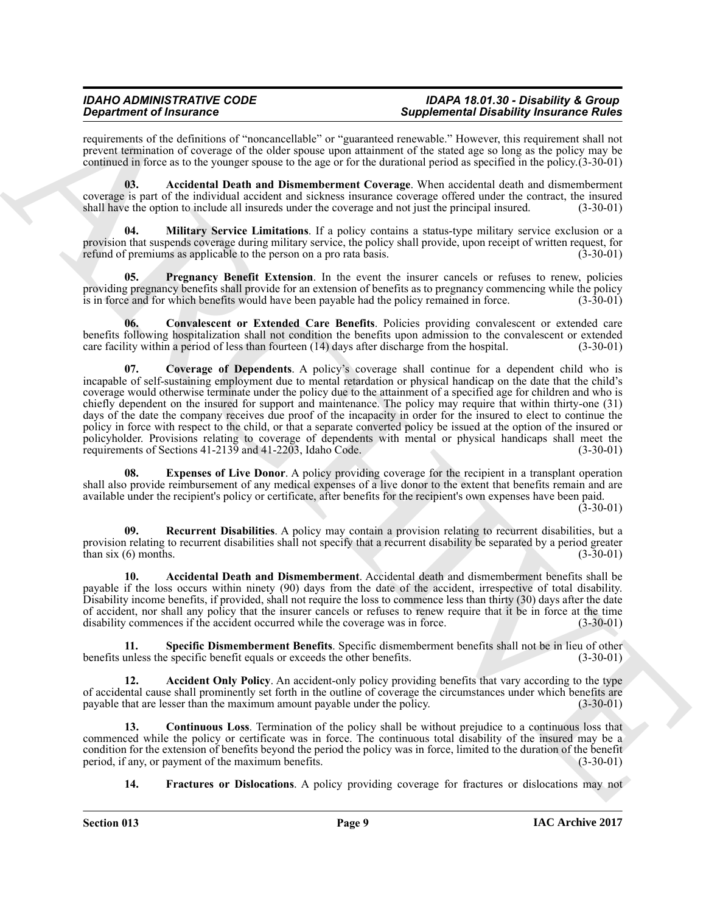requirements of the definitions of "noncancellable" or "guaranteed renewable." However, this requirement shall not prevent termination of coverage of the older spouse upon attainment of the stated age so long as the policy may be continued in force as to the younger spouse to the age or for the durational period as specified in the policy.(3-30-01)

**03. Accidental Death and Dismemberment Coverage**. When accidental death and dismemberment coverage is part of the individual accident and sickness insurance coverage offered under the contract, the insured shall have the option to include all insureds under the coverage and not just the principal insured. (3-30-01)

**04. Military Service Limitations**. If a policy contains a status-type military service exclusion or a provision that suspends coverage during military service, the policy shall provide, upon receipt of written request, for refund of premiums as applicable to the person on a pro rata basis. (3-30-01)

**05. Pregnancy Benefit Extension**. In the event the insurer cancels or refuses to renew, policies providing pregnancy benefits shall provide for an extension of benefits as to pregnancy commencing while the policy is in force and for which benefits would have been payable had the policy remained in force. (3-30-01)

**06. Convalescent or Extended Care Benefits**. Policies providing convalescent or extended care benefits following hospitalization shall not condition the benefits upon admission to the convalescent or extended care facility within a period of less than fourteen (14) days after discharge from the hospital. (3-30-01)

**07. Coverage of Dependents**. A policy's coverage shall continue for a dependent child who is incapable of self-sustaining employment due to mental retardation or physical handicap on the date that the child's coverage would otherwise terminate under the policy due to the attainment of a specified age for children and who is chiefly dependent on the insured for support and maintenance. The policy may require that within thirty-one (31) days of the date the company receives due proof of the incapacity in order for the insured to elect to continue the policy in force with respect to the child, or that a separate converted policy be issued at the option of the insured or policyholder. Provisions relating to coverage of dependents with mental or physical handicaps shall meet the requirements of Sections 41-2139 and 41-2203, Idaho Code. (3-30-01)

**08. Expenses of Live Donor**. A policy providing coverage for the recipient in a transplant operation shall also provide reimbursement of any medical expenses of a live donor to the extent that benefits remain and are available under the recipient's policy or certificate, after benefits for the recipient's own expenses have been paid. (3-30-01)

**09. Recurrent Disabilities**. A policy may contain a provision relating to recurrent disabilities, but a provision relating to recurrent disabilities shall not specify that a recurrent disability be separated by a period greater than six (6) months. (3-30-01)

**10. Accidental Death and Dismemberment**. Accidental death and dismemberment benefits shall be payable if the loss occurs within ninety (90) days from the date of the accident, irrespective of total disability. Disability income benefits, if provided, shall not require the loss to commence less than thirty (30) days after the date of accident, nor shall any policy that the insurer cancels or refuses to renew require that it be in force at the time disability commences if the accident occurred while the coverage was in force. (3-30-01)

**11. Specific Dismemberment Benefits**. Specific dismemberment benefits shall not be in lieu of other benefits unless the specific benefit equals or exceeds the other benefits. (3-30-01)

**12. Accident Only Policy**. An accident-only policy providing benefits that vary according to the type of accidental cause shall prominently set forth in the outline of coverage the circumstances under which benefits are payable that are lesser than the maximum amount payable under the policy. (3-30-01)

**13. Continuous Loss**. Termination of the policy shall be without prejudice to a continuous loss that commenced while the policy or certificate was in force. The continuous total disability of the insured may be a condition for the extension of benefits beyond the period the policy was in force, limited to the duration of the benefit period, if any, or payment of the maximum benefits. (3-30-01)

**14. Fractures or Dislocations**. A policy providing coverage for fractures or dislocations may not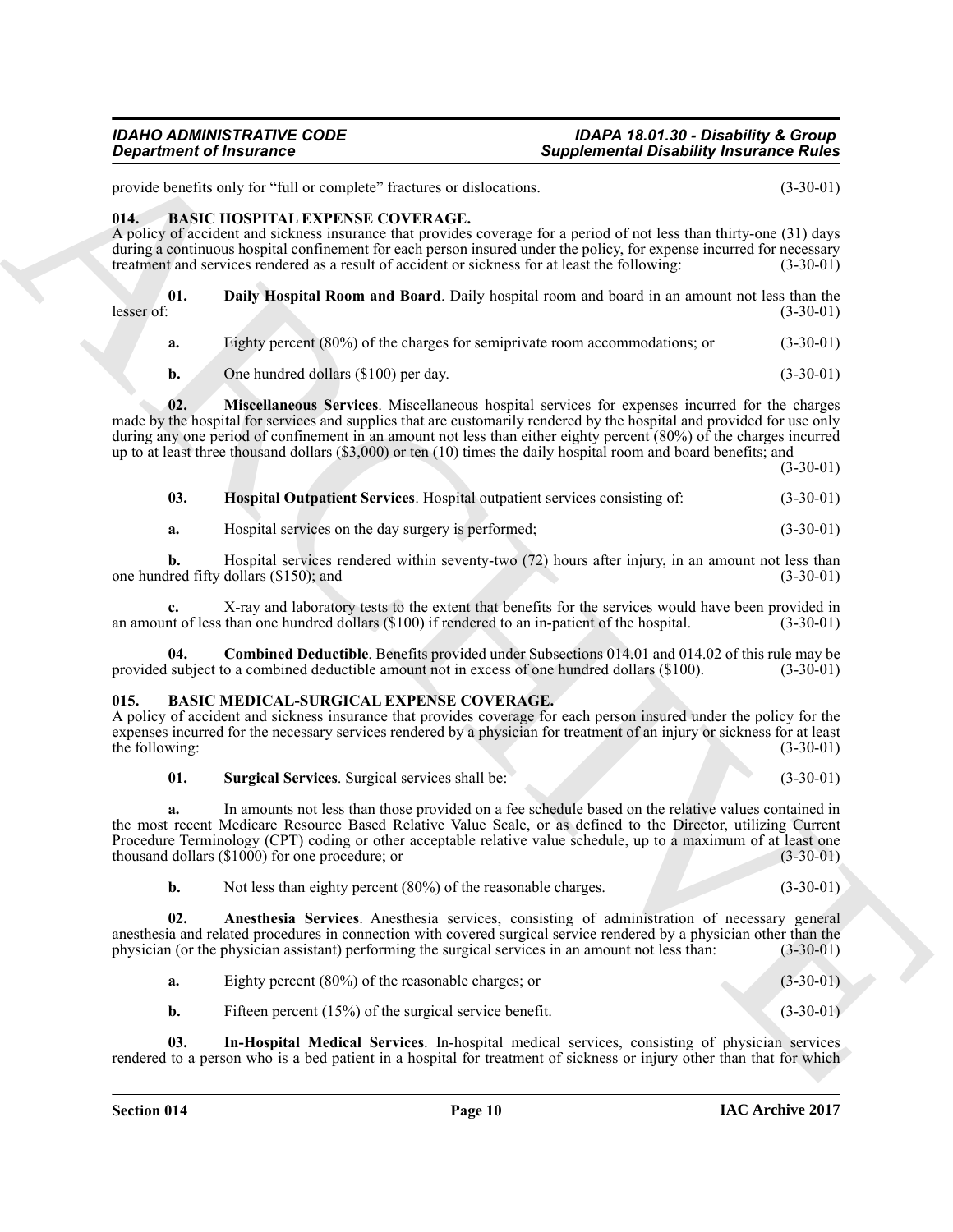provide benefits only for "full or complete" fractures or dislocations. (3-30-01)

### 014. BASIC HOSPITAL EXPENSE COVERAGE.

A policy of accident and sickness insurance that provides coverage for a period of not less than thirty-one (31) days during a continuous hospital confinement for each person insured under the policy, for expense incurred for necessary treatment and services rendered as a result of accident or sickness for at least the following: (3-30-01)

**01. Daily Hospital Room and Board**. Daily hospital room and board in an amount not less than the lesser of: (3-30-01)

**a.** Eighty percent (80%) of the charges for semiprivate room accommodations; or (3-30-01)

**b.** One hundred dollars ($100) per day. (3-30-01)

**02. Miscellaneous Services**. Miscellaneous hospital services for expenses incurred for the charges made by the hospital for services and supplies that are customarily rendered by the hospital and provided for use only during any one period of confinement in an amount not less than either eighty percent (80%) of the charges incurred up to at least three thousand dollars ($3,000) or ten (10) times the daily hospital room and board benefits; and (3-30-01)

**03. Hospital Outpatient Services**. Hospital outpatient services consisting of: (3-30-01)

**a.** Hospital services on the day surgery is performed; (3-30-01)

**b.** Hospital services rendered within seventy-two (72) hours after injury, in an amount not less than one hundred fifty dollars ($150); and (3-30-01)

**c.** X-ray and laboratory tests to the extent that benefits for the services would have been provided in an amount of less than one hundred dollars ($100) if rendered to an in-patient of the hospital. (3-30-01)

**04. Combined Deductible**. Benefits provided under Subsections 014.01 and 014.02 of this rule may be provided subject to a combined deductible amount not in excess of one hundred dollars ($100). (3-30-01)

### 015. BASIC MEDICAL-SURGICAL EXPENSE COVERAGE.

A policy of accident and sickness insurance that provides coverage for each person insured under the policy for the expenses incurred for the necessary services rendered by a physician for treatment of an injury or sickness for at least the following: (3-30-01)

**01. Surgical Services**. Surgical services shall be: (3-30-01)

**a.** In amounts not less than those provided on a fee schedule based on the relative values contained in the most recent Medicare Resource Based Relative Value Scale, or as defined to the Director, utilizing Current Procedure Terminology (CPT) coding or other acceptable relative value schedule, up to a maximum of at least one thousand dollars ($1000) for one procedure; or (3-30-01)

**b.** Not less than eighty percent (80%) of the reasonable charges. (3-30-01)

**02. Anesthesia Services**. Anesthesia services, consisting of administration of necessary general anesthesia and related procedures in connection with covered surgical service rendered by a physician other than the physician (or the physician assistant) performing the surgical services in an amount not less than: (3-30-01)

**a.** Eighty percent (80%) of the reasonable charges; or (3-30-01)

**b.** Fifteen percent (15%) of the surgical service benefit. (3-30-01)

**03. In-Hospital Medical Services**. In-hospital medical services, consisting of physician services rendered to a person who is a bed patient in a hospital for treatment of sickness or injury other than that for which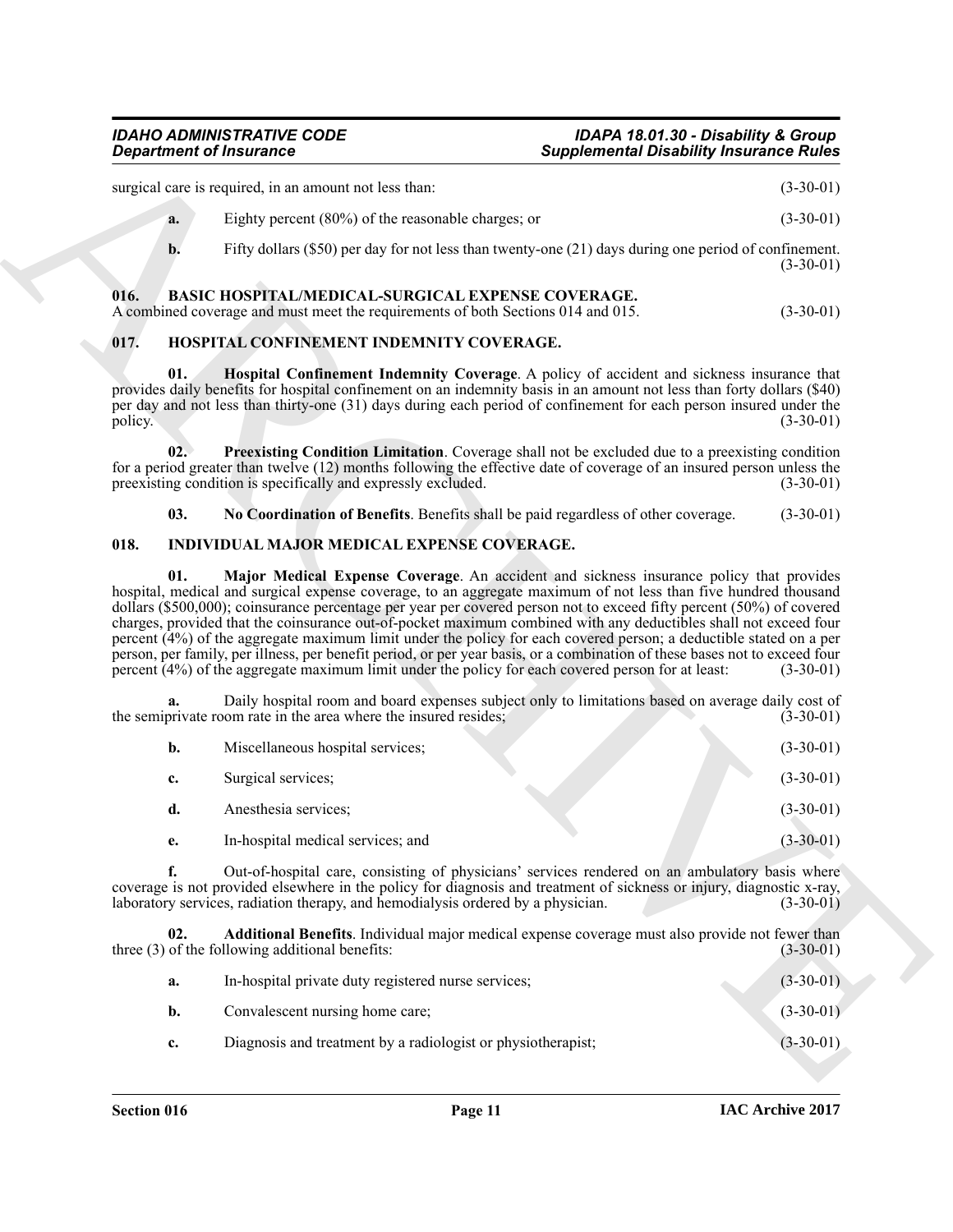surgical care is required, in an amount not less than: (3-30-01)

**a.** Eighty percent (80%) of the reasonable charges; or (3-30-01)

**b.** Fifty dollars ($50) per day for not less than twenty-one (21) days during one period of confinement. (3-30-01)

### 016. BASIC HOSPITAL/MEDICAL-SURGICAL EXPENSE COVERAGE.

A combined coverage and must meet the requirements of both Sections 014 and 015. (3-30-01)

### 017. HOSPITAL CONFINEMENT INDEMNITY COVERAGE.

**01. Hospital Confinement Indemnity Coverage**. A policy of accident and sickness insurance that provides daily benefits for hospital confinement on an indemnity basis in an amount not less than forty dollars ($40) per day and not less than thirty-one (31) days during each period of confinement for each person insured under the policy. (3-30-01)

**02. Preexisting Condition Limitation**. Coverage shall not be excluded due to a preexisting condition for a period greater than twelve (12) months following the effective date of coverage of an insured person unless the preexisting condition is specifically and expressly excluded. (3-30-01)

**03. No Coordination of Benefits**. Benefits shall be paid regardless of other coverage. (3-30-01)

### 018. INDIVIDUAL MAJOR MEDICAL EXPENSE COVERAGE.

**01. Major Medical Expense Coverage**. An accident and sickness insurance policy that provides hospital, medical and surgical expense coverage, to an aggregate maximum of not less than five hundred thousand dollars ($500,000); coinsurance percentage per year per covered person not to exceed fifty percent (50%) of covered charges, provided that the coinsurance out-of-pocket maximum combined with any deductibles shall not exceed four percent (4%) of the aggregate maximum limit under the policy for each covered person; a deductible stated on a per person, per family, per illness, per benefit period, or per year basis, or a combination of these bases not to exceed four percent (4%) of the aggregate maximum limit under the policy for each covered person for at least: (3-30-01)

**a.** Daily hospital room and board expenses subject only to limitations based on average daily cost of the semiprivate room rate in the area where the insured resides; (3-30-01)

**b.** Miscellaneous hospital services; (3-30-01)

**c.** Surgical services; (3-30-01)

**d.** Anesthesia services; (3-30-01)

**e.** In-hospital medical services; and (3-30-01)

**f.** Out-of-hospital care, consisting of physicians' services rendered on an ambulatory basis where coverage is not provided elsewhere in the policy for diagnosis and treatment of sickness or injury, diagnostic x-ray, laboratory services, radiation therapy, and hemodialysis ordered by a physician. (3-30-01)

**02. Additional Benefits**. Individual major medical expense coverage must also provide not fewer than three (3) of the following additional benefits: (3-30-01)

**a.** In-hospital private duty registered nurse services; (3-30-01)

**b.** Convalescent nursing home care; (3-30-01)

**c.** Diagnosis and treatment by a radiologist or physiotherapist; (3-30-01)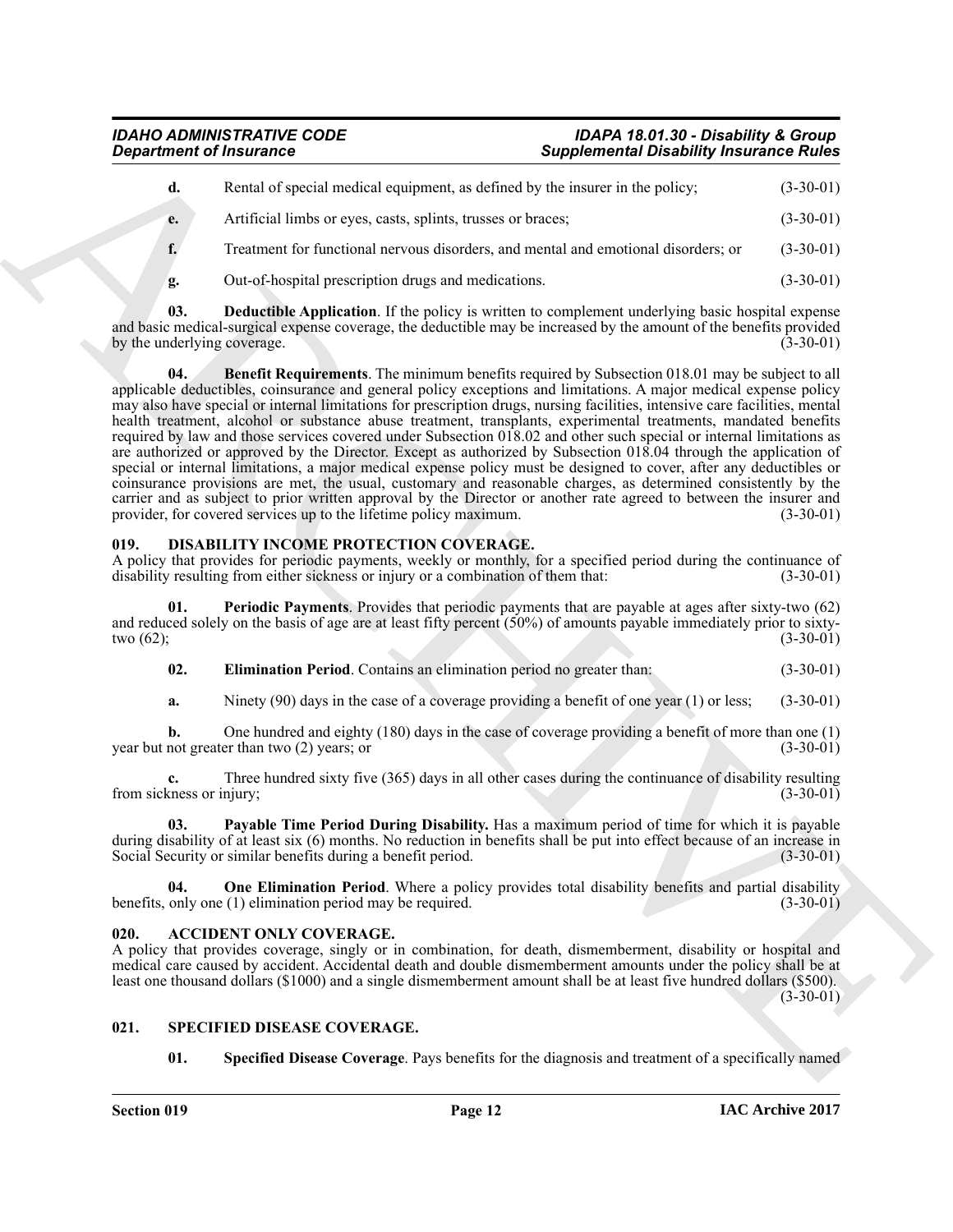**d.** Rental of special medical equipment, as defined by the insurer in the policy; (3-30-01)

**e.** Artificial limbs or eyes, casts, splints, trusses or braces; (3-30-01)

**f.** Treatment for functional nervous disorders, and mental and emotional disorders; or (3-30-01)

**g.** Out-of-hospital prescription drugs and medications. (3-30-01)

**03. Deductible Application**. If the policy is written to complement underlying basic hospital expense and basic medical-surgical expense coverage, the deductible may be increased by the amount of the benefits provided by the underlying coverage. (3-30-01)

**04. Benefit Requirements**. The minimum benefits required by Subsection 018.01 may be subject to all applicable deductibles, coinsurance and general policy exceptions and limitations. A major medical expense policy may also have special or internal limitations for prescription drugs, nursing facilities, intensive care facilities, mental health treatment, alcohol or substance abuse treatment, transplants, experimental treatments, mandated benefits required by law and those services covered under Subsection 018.02 and other such special or internal limitations as are authorized or approved by the Director. Except as authorized by Subsection 018.04 through the application of special or internal limitations, a major medical expense policy must be designed to cover, after any deductibles or coinsurance provisions are met, the usual, customary and reasonable charges, as determined consistently by the carrier and as subject to prior written approval by the Director or another rate agreed to between the insurer and provider, for covered services up to the lifetime policy maximum. (3-30-01)

## 019. DISABILITY INCOME PROTECTION COVERAGE.

A policy that provides for periodic payments, weekly or monthly, for a specified period during the continuance of disability resulting from either sickness or injury or a combination of them that: (3-30-01)

**01. Periodic Payments**. Provides that periodic payments that are payable at ages after sixty-two (62) and reduced solely on the basis of age are at least fifty percent (50%) of amounts payable immediately prior to sixty-two (62); (3-30-01)

**02. Elimination Period**. Contains an elimination period no greater than: (3-30-01)

**a.** Ninety (90) days in the case of a coverage providing a benefit of one year (1) or less; (3-30-01)

**b.** One hundred and eighty (180) days in the case of coverage providing a benefit of more than one (1) year but not greater than two (2) years; or (3-30-01)

**c.** Three hundred sixty five (365) days in all other cases during the continuance of disability resulting from sickness or injury; (3-30-01)

**03. Payable Time Period During Disability.** Has a maximum period of time for which it is payable during disability of at least six (6) months. No reduction in benefits shall be put into effect because of an increase in Social Security or similar benefits during a benefit period. (3-30-01)

**04. One Elimination Period**. Where a policy provides total disability benefits and partial disability benefits, only one (1) elimination period may be required. (3-30-01)

## 020. ACCIDENT ONLY COVERAGE.

A policy that provides coverage, singly or in combination, for death, dismemberment, disability or hospital and medical care caused by accident. Accidental death and double dismemberment amounts under the policy shall be at least one thousand dollars ($1000) and a single dismemberment amount shall be at least five hundred dollars ($500). (3-30-01)

## 021. SPECIFIED DISEASE COVERAGE.

**01. Specified Disease Coverage**. Pays benefits for the diagnosis and treatment of a specifically named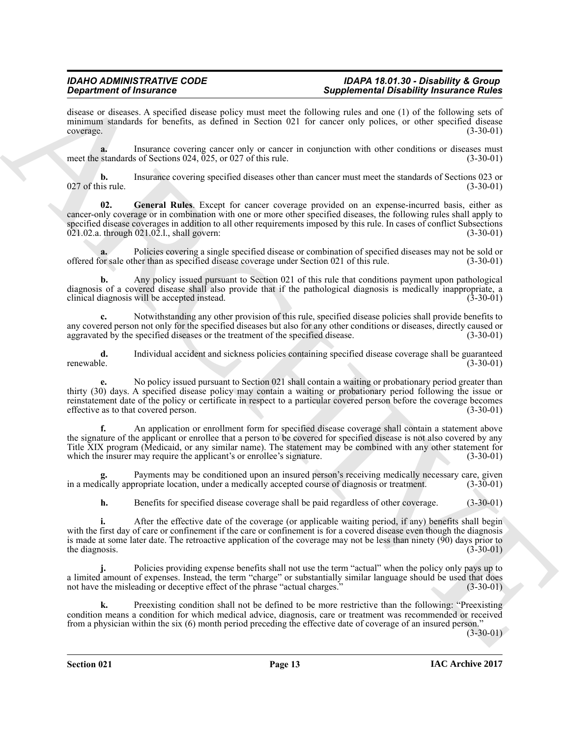disease or diseases. A specified disease policy must meet the following rules and one (1) of the following sets of minimum standards for benefits, as defined in Section 021 for cancer only polices, or other specified disease coverage. (3-30-01)

**a.** Insurance covering cancer only or cancer in conjunction with other conditions or diseases must meet the standards of Sections 024, 025, or 027 of this rule. (3-30-01)

**b.** Insurance covering specified diseases other than cancer must meet the standards of Sections 023 or 027 of this rule. (3-30-01)

**02. General Rules**. Except for cancer coverage provided on an expense-incurred basis, either as cancer-only coverage or in combination with one or more other specified diseases, the following rules shall apply to specified disease coverages in addition to all other requirements imposed by this rule. In cases of conflict Subsections 021.02.a. through 021.02.l., shall govern: (3-30-01)

**a.** Policies covering a single specified disease or combination of specified diseases may not be sold or offered for sale other than as specified disease coverage under Section 021 of this rule. (3-30-01)

**b.** Any policy issued pursuant to Section 021 of this rule that conditions payment upon pathological diagnosis of a covered disease shall also provide that if the pathological diagnosis is medically inappropriate, a clinical diagnosis will be accepted instead. (3-30-01)

**c.** Notwithstanding any other provision of this rule, specified disease policies shall provide benefits to any covered person not only for the specified diseases but also for any other conditions or diseases, directly caused or aggravated by the specified diseases or the treatment of the specified disease. (3-30-01)

**d.** Individual accident and sickness policies containing specified disease coverage shall be guaranteed renewable. (3-30-01)

**e.** No policy issued pursuant to Section 021 shall contain a waiting or probationary period greater than thirty (30) days. A specified disease policy may contain a waiting or probationary period following the issue or reinstatement date of the policy or certificate in respect to a particular covered person before the coverage becomes effective as to that covered person. (3-30-01)

**f.** An application or enrollment form for specified disease coverage shall contain a statement above the signature of the applicant or enrollee that a person to be covered for specified disease is not also covered by any Title XIX program (Medicaid, or any similar name). The statement may be combined with any other statement for which the insurer may require the applicant's or enrollee's signature. (3-30-01)

**g.** Payments may be conditioned upon an insured person's receiving medically necessary care, given in a medically appropriate location, under a medically accepted course of diagnosis or treatment. (3-30-01)

**h.** Benefits for specified disease coverage shall be paid regardless of other coverage. (3-30-01)

**i.** After the effective date of the coverage (or applicable waiting period, if any) benefits shall begin with the first day of care or confinement if the care or confinement is for a covered disease even though the diagnosis is made at some later date. The retroactive application of the coverage may not be less than ninety (90) days prior to the diagnosis. (3-30-01)

**j.** Policies providing expense benefits shall not use the term "actual" when the policy only pays up to a limited amount of expenses. Instead, the term "charge" or substantially similar language should be used that does not have the misleading or deceptive effect of the phrase "actual charges." (3-30-01)

**k.** Preexisting condition shall not be defined to be more restrictive than the following: "Preexisting condition means a condition for which medical advice, diagnosis, care or treatment was recommended or received from a physician within the six (6) month period preceding the effective date of coverage of an insured person." (3-30-01)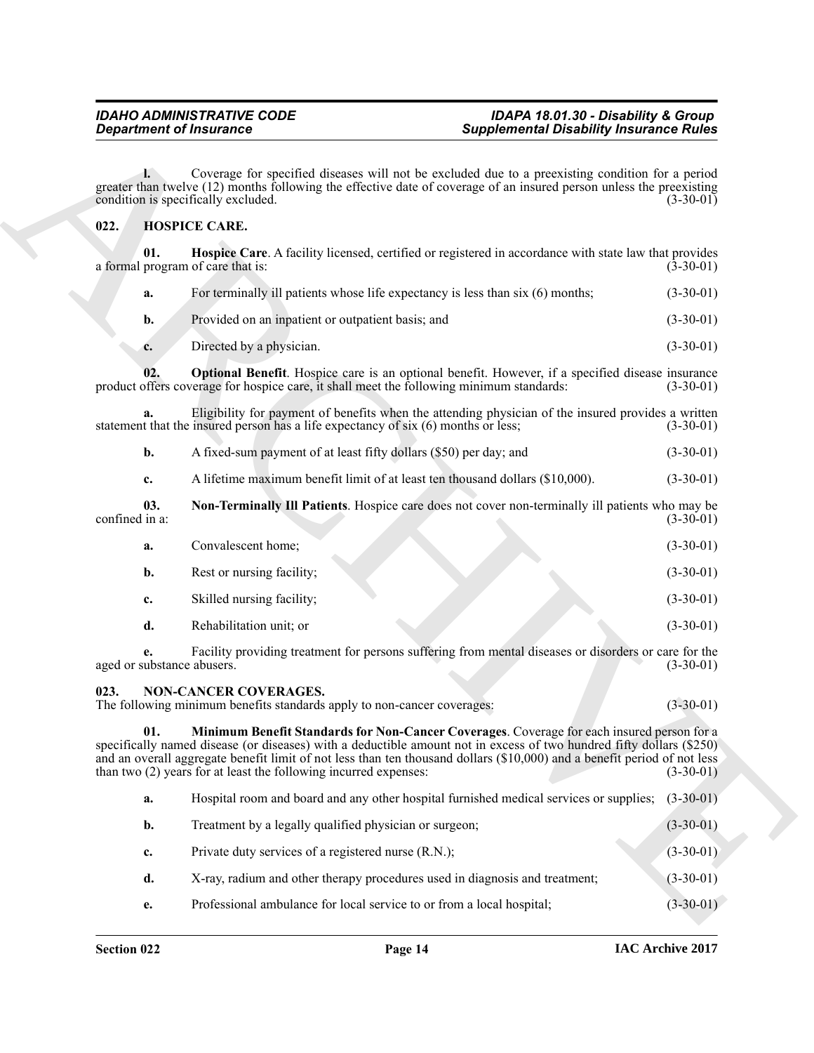**l.** Coverage for specified diseases will not be excluded due to a preexisting condition for a period greater than twelve (12) months following the effective date of coverage of an insured person unless the preexisting condition is specifically excluded. (3-30-01)

## 022. HOSPICE CARE.

**01. Hospice Care**. A facility licensed, certified or registered in accordance with state law that provides a formal program of care that is: (3-30-01)

**a.** For terminally ill patients whose life expectancy is less than six (6) months; (3-30-01)

**b.** Provided on an inpatient or outpatient basis; and (3-30-01)

**c.** Directed by a physician. (3-30-01)

**02. Optional Benefit**. Hospice care is an optional benefit. However, if a specified disease insurance product offers coverage for hospice care, it shall meet the following minimum standards: (3-30-01)

**a.** Eligibility for payment of benefits when the attending physician of the insured provides a written statement that the insured person has a life expectancy of six (6) months or less; (3-30-01)

**b.** A fixed-sum payment of at least fifty dollars ($50) per day; and (3-30-01)

**c.** A lifetime maximum benefit limit of at least ten thousand dollars ($10,000). (3-30-01)

**03. Non-Terminally Ill Patients**. Hospice care does not cover non-terminally ill patients who may be confined in a: (3-30-01)

**a.** Convalescent home; (3-30-01)

**b.** Rest or nursing facility; (3-30-01)

**c.** Skilled nursing facility; (3-30-01)

**d.** Rehabilitation unit; or (3-30-01)

**e.** Facility providing treatment for persons suffering from mental diseases or disorders or care for the aged or substance abusers. (3-30-01)

## 023. NON-CANCER COVERAGES.

The following minimum benefits standards apply to non-cancer coverages: (3-30-01)

**01. Minimum Benefit Standards for Non-Cancer Coverages**. Coverage for each insured person for a specifically named disease (or diseases) with a deductible amount not in excess of two hundred fifty dollars ($250) and an overall aggregate benefit limit of not less than ten thousand dollars ($10,000) and a benefit period of not less than two (2) years for at least the following incurred expenses: (3-30-01)

**a.** Hospital room and board and any other hospital furnished medical services or supplies; (3-30-01)

**b.** Treatment by a legally qualified physician or surgeon; (3-30-01)

**c.** Private duty services of a registered nurse (R.N.); (3-30-01)

**d.** X-ray, radium and other therapy procedures used in diagnosis and treatment; (3-30-01)

**e.** Professional ambulance for local service to or from a local hospital; (3-30-01)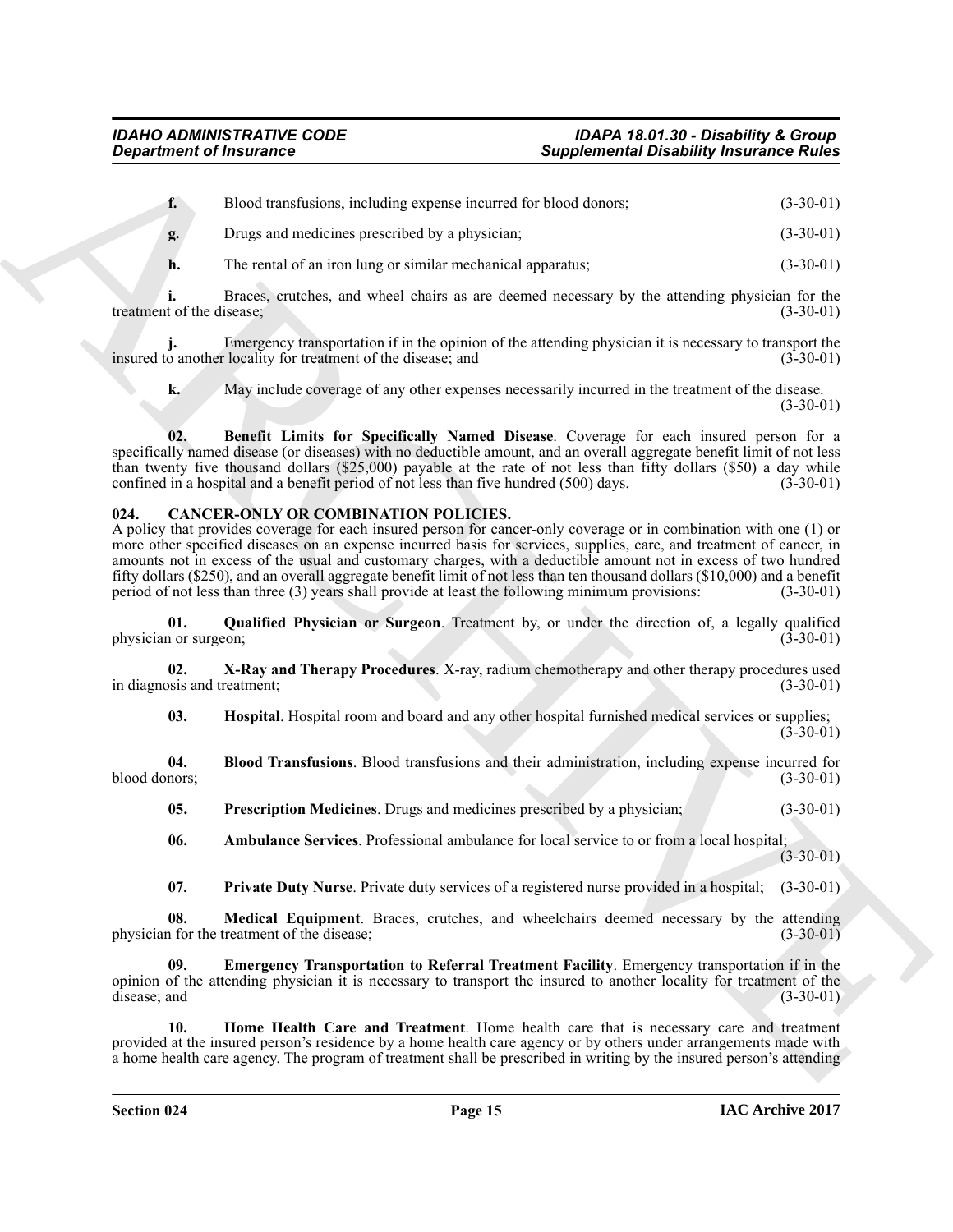**f.** Blood transfusions, including expense incurred for blood donors; (3-30-01)

**g.** Drugs and medicines prescribed by a physician; (3-30-01)

**h.** The rental of an iron lung or similar mechanical apparatus; (3-30-01)

**i.** Braces, crutches, and wheel chairs as are deemed necessary by the attending physician for the treatment of the disease; (3-30-01)

**j.** Emergency transportation if in the opinion of the attending physician it is necessary to transport the insured to another locality for treatment of the disease; and (3-30-01)

**k.** May include coverage of any other expenses necessarily incurred in the treatment of the disease. (3-30-01)

**02. Benefit Limits for Specifically Named Disease**. Coverage for each insured person for a specifically named disease (or diseases) with no deductible amount, and an overall aggregate benefit limit of not less than twenty five thousand dollars ($25,000) payable at the rate of not less than fifty dollars ($50) a day while confined in a hospital and a benefit period of not less than five hundred (500) days. (3-30-01)

## 024. CANCER-ONLY OR COMBINATION POLICIES.

A policy that provides coverage for each insured person for cancer-only coverage or in combination with one (1) or more other specified diseases on an expense incurred basis for services, supplies, care, and treatment of cancer, in amounts not in excess of the usual and customary charges, with a deductible amount not in excess of two hundred fifty dollars ($250), and an overall aggregate benefit limit of not less than ten thousand dollars ($10,000) and a benefit period of not less than three (3) years shall provide at least the following minimum provisions: (3-30-01)

**01. Qualified Physician or Surgeon**. Treatment by, or under the direction of, a legally qualified physician or surgeon; (3-30-01)

**02. X-Ray and Therapy Procedures**. X-ray, radium chemotherapy and other therapy procedures used in diagnosis and treatment; (3-30-01)

**03. Hospital**. Hospital room and board and any other hospital furnished medical services or supplies; (3-30-01)

**04. Blood Transfusions**. Blood transfusions and their administration, including expense incurred for blood donors; (3-30-01)

**05. Prescription Medicines**. Drugs and medicines prescribed by a physician; (3-30-01)

**06. Ambulance Services**. Professional ambulance for local service to or from a local hospital; (3-30-01)

**07. Private Duty Nurse**. Private duty services of a registered nurse provided in a hospital; (3-30-01)

**08. Medical Equipment**. Braces, crutches, and wheelchairs deemed necessary by the attending physician for the treatment of the disease; (3-30-01)

**09. Emergency Transportation to Referral Treatment Facility**. Emergency transportation if in the opinion of the attending physician it is necessary to transport the insured to another locality for treatment of the disease; and (3-30-01)

**10. Home Health Care and Treatment**. Home health care that is necessary care and treatment provided at the insured person's residence by a home health care agency or by others under arrangements made with a home health care agency. The program of treatment shall be prescribed in writing by the insured person's attending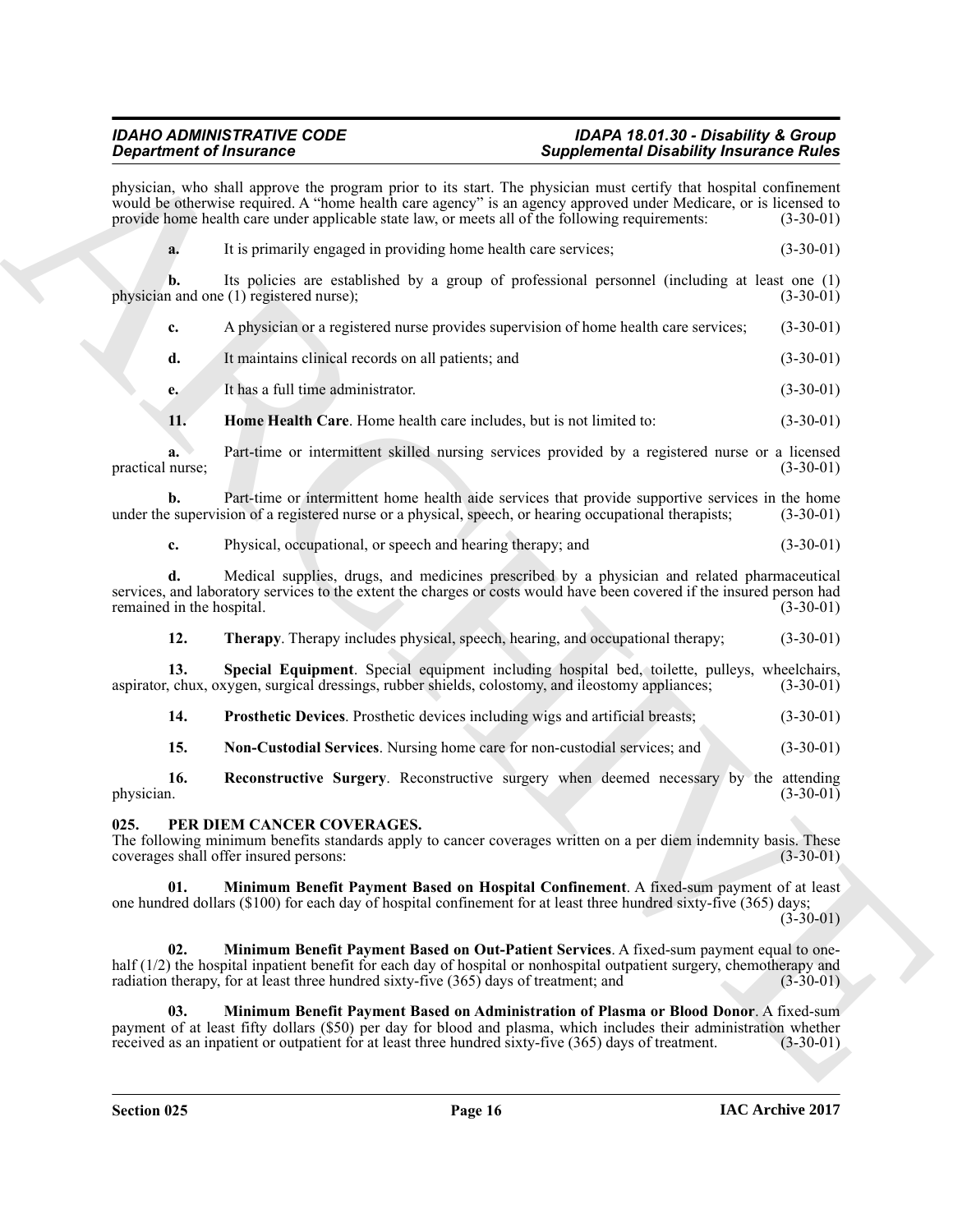physician, who shall approve the program prior to its start. The physician must certify that hospital confinement would be otherwise required. A "home health care agency" is an agency approved under Medicare, or is licensed to provide home health care under applicable state law, or meets all of the following requirements: (3-30-01)

**a.** It is primarily engaged in providing home health care services; (3-30-01)

**b.** Its policies are established by a group of professional personnel (including at least one (1) physician and one (1) registered nurse); (3-30-01)

**c.** A physician or a registered nurse provides supervision of home health care services; (3-30-01)

**d.** It maintains clinical records on all patients; and (3-30-01)

**e.** It has a full time administrator. (3-30-01)

**11. Home Health Care**. Home health care includes, but is not limited to: (3-30-01)

**a.** Part-time or intermittent skilled nursing services provided by a registered nurse or a licensed practical nurse; (3-30-01)

**b.** Part-time or intermittent home health aide services that provide supportive services in the home under the supervision of a registered nurse or a physical, speech, or hearing occupational therapists; (3-30-01)

**c.** Physical, occupational, or speech and hearing therapy; and (3-30-01)

**d.** Medical supplies, drugs, and medicines prescribed by a physician and related pharmaceutical services, and laboratory services to the extent the charges or costs would have been covered if the insured person had remained in the hospital. (3-30-01)

**12. Therapy**. Therapy includes physical, speech, hearing, and occupational therapy; (3-30-01)

**13. Special Equipment**. Special equipment including hospital bed, toilette, pulleys, wheelchairs, aspirator, chux, oxygen, surgical dressings, rubber shields, colostomy, and ileostomy appliances; (3-30-01)

**14. Prosthetic Devices**. Prosthetic devices including wigs and artificial breasts; (3-30-01)

**15. Non-Custodial Services**. Nursing home care for non-custodial services; and (3-30-01)

**16. Reconstructive Surgery**. Reconstructive surgery when deemed necessary by the attending physician. (3-30-01)

## 025. PER DIEM CANCER COVERAGES.

The following minimum benefits standards apply to cancer coverages written on a per diem indemnity basis. These coverages shall offer insured persons: (3-30-01)

**01. Minimum Benefit Payment Based on Hospital Confinement**. A fixed-sum payment of at least one hundred dollars ($100) for each day of hospital confinement for at least three hundred sixty-five (365) days; (3-30-01)

**02. Minimum Benefit Payment Based on Out-Patient Services**. A fixed-sum payment equal to one-half (1/2) the hospital inpatient benefit for each day of hospital or nonhospital outpatient surgery, chemotherapy and radiation therapy, for at least three hundred sixty-five (365) days of treatment; and (3-30-01)

**03. Minimum Benefit Payment Based on Administration of Plasma or Blood Donor**. A fixed-sum payment of at least fifty dollars ($50) per day for blood and plasma, which includes their administration whether received as an inpatient or outpatient for at least three hundred sixty-five (365) days of treatment. (3-30-01)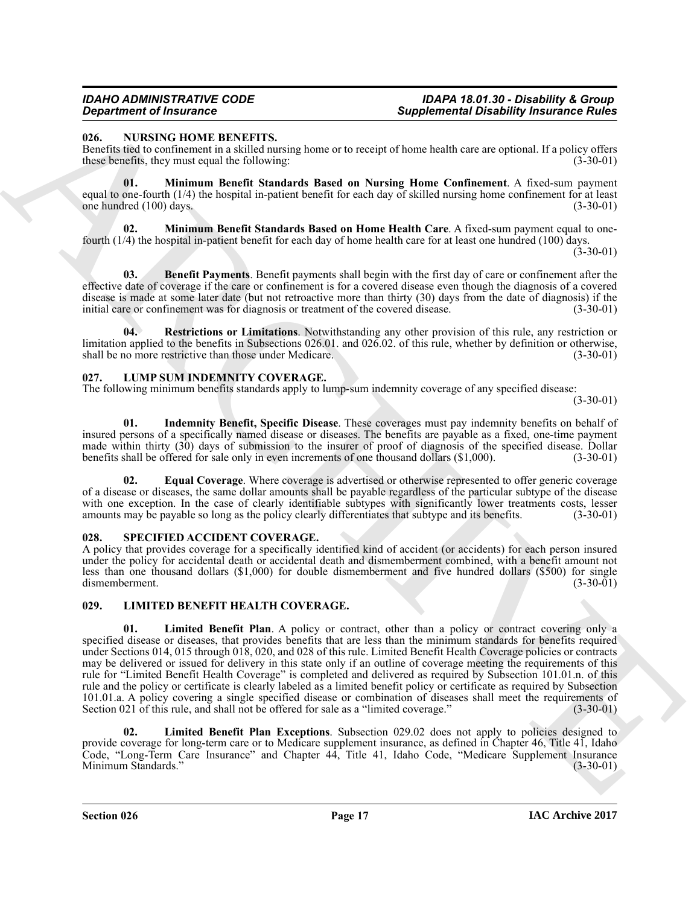### 026. NURSING HOME BENEFITS.

Benefits tied to confinement in a skilled nursing home or to receipt of home health care are optional. If a policy offers these benefits, they must equal the following: (3-30-01)

**01. Minimum Benefit Standards Based on Nursing Home Confinement**. A fixed-sum payment equal to one-fourth (1/4) the hospital in-patient benefit for each day of skilled nursing home confinement for at least one hundred (100) days. (3-30-01)

**02. Minimum Benefit Standards Based on Home Health Care**. A fixed-sum payment equal to one-fourth (1/4) the hospital in-patient benefit for each day of home health care for at least one hundred (100) days. (3-30-01)

**03. Benefit Payments**. Benefit payments shall begin with the first day of care or confinement after the effective date of coverage if the care or confinement is for a covered disease even though the diagnosis of a covered disease is made at some later date (but not retroactive more than thirty (30) days from the date of diagnosis) if the initial care or confinement was for diagnosis or treatment of the covered disease. (3-30-01)

**04. Restrictions or Limitations**. Notwithstanding any other provision of this rule, any restriction or limitation applied to the benefits in Subsections 026.01. and 026.02. of this rule, whether by definition or otherwise, shall be no more restrictive than those under Medicare. (3-30-01)

### 027. LUMP SUM INDEMNITY COVERAGE.

The following minimum benefits standards apply to lump-sum indemnity coverage of any specified disease: (3-30-01)

**01. Indemnity Benefit, Specific Disease**. These coverages must pay indemnity benefits on behalf of insured persons of a specifically named disease or diseases. The benefits are payable as a fixed, one-time payment made within thirty (30) days of submission to the insurer of proof of diagnosis of the specified disease. Dollar benefits shall be offered for sale only in even increments of one thousand dollars ($1,000). (3-30-01)

**02. Equal Coverage**. Where coverage is advertised or otherwise represented to offer generic coverage of a disease or diseases, the same dollar amounts shall be payable regardless of the particular subtype of the disease with one exception. In the case of clearly identifiable subtypes with significantly lower treatments costs, lesser amounts may be payable so long as the policy clearly differentiates that subtype and its benefits. (3-30-01)

### 028. SPECIFIED ACCIDENT COVERAGE.

A policy that provides coverage for a specifically identified kind of accident (or accidents) for each person insured under the policy for accidental death or accidental death and dismemberment combined, with a benefit amount not less than one thousand dollars ($1,000) for double dismemberment and five hundred dollars ($500) for single dismemberment. (3-30-01)

### 029. LIMITED BENEFIT HEALTH COVERAGE.

**01. Limited Benefit Plan**. A policy or contract, other than a policy or contract covering only a specified disease or diseases, that provides benefits that are less than the minimum standards for benefits required under Sections 014, 015 through 018, 020, and 028 of this rule. Limited Benefit Health Coverage policies or contracts may be delivered or issued for delivery in this state only if an outline of coverage meeting the requirements of this rule for "Limited Benefit Health Coverage" is completed and delivered as required by Subsection 101.01.n. of this rule and the policy or certificate is clearly labeled as a limited benefit policy or certificate as required by Subsection 101.01.a. A policy covering a single specified disease or combination of diseases shall meet the requirements of Section 021 of this rule, and shall not be offered for sale as a "limited coverage." (3-30-01)

**02. Limited Benefit Plan Exceptions**. Subsection 029.02 does not apply to policies designed to provide coverage for long-term care or to Medicare supplement insurance, as defined in Chapter 46, Title 41, Idaho Code, "Long-Term Care Insurance" and Chapter 44, Title 41, Idaho Code, "Medicare Supplement Insurance Minimum Standards." (3-30-01)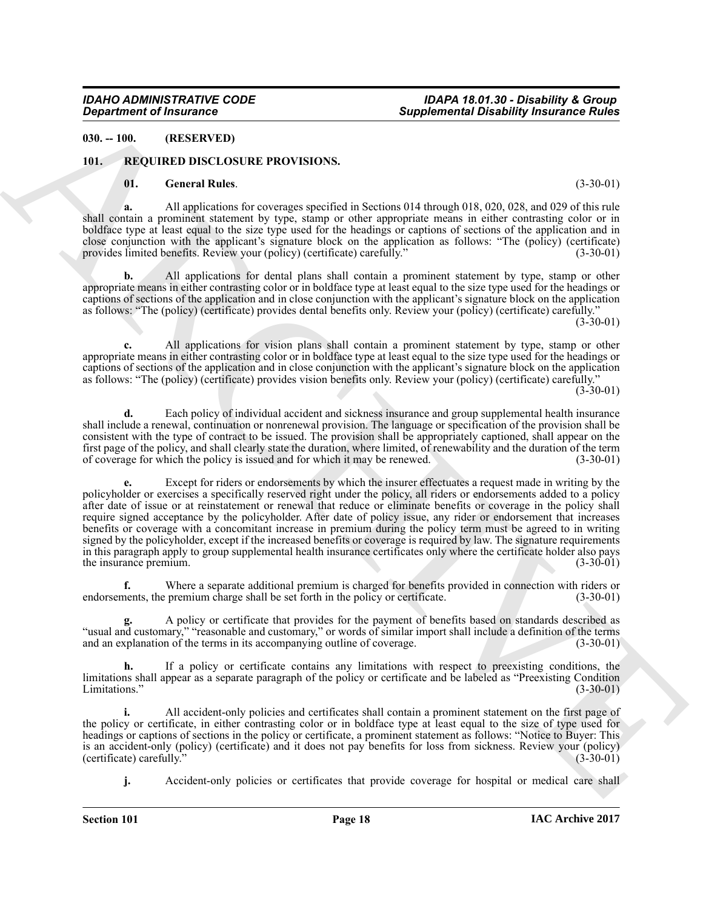## 030. -- 100. (RESERVED)

## 101. REQUIRED DISCLOSURE PROVISIONS.

**01. General Rules**. (3-30-01)

**a.** All applications for coverages specified in Sections 014 through 018, 020, 028, and 029 of this rule shall contain a prominent statement by type, stamp or other appropriate means in either contrasting color or in boldface type at least equal to the size type used for the headings or captions of sections of the application and in close conjunction with the applicant's signature block on the application as follows: "The (policy) (certificate) provides limited benefits. Review your (policy) (certificate) carefully." (3-30-01)

**b.** All applications for dental plans shall contain a prominent statement by type, stamp or other appropriate means in either contrasting color or in boldface type at least equal to the size type used for the headings or captions of sections of the application and in close conjunction with the applicant's signature block on the application as follows: "The (policy) (certificate) provides dental benefits only. Review your (policy) (certificate) carefully." (3-30-01)

**c.** All applications for vision plans shall contain a prominent statement by type, stamp or other appropriate means in either contrasting color or in boldface type at least equal to the size type used for the headings or captions of sections of the application and in close conjunction with the applicant's signature block on the application as follows: "The (policy) (certificate) provides vision benefits only. Review your (policy) (certificate) carefully." (3-30-01)

**d.** Each policy of individual accident and sickness insurance and group supplemental health insurance shall include a renewal, continuation or nonrenewal provision. The language or specification of the provision shall be consistent with the type of contract to be issued. The provision shall be appropriately captioned, shall appear on the first page of the policy, and shall clearly state the duration, where limited, of renewability and the duration of the term of coverage for which the policy is issued and for which it may be renewed. (3-30-01)

**e.** Except for riders or endorsements by which the insurer effectuates a request made in writing by the policyholder or exercises a specifically reserved right under the policy, all riders or endorsements added to a policy after date of issue or at reinstatement or renewal that reduce or eliminate benefits or coverage in the policy shall require signed acceptance by the policyholder. After date of policy issue, any rider or endorsement that increases benefits or coverage with a concomitant increase in premium during the policy term must be agreed to in writing signed by the policyholder, except if the increased benefits or coverage is required by law. The signature requirements in this paragraph apply to group supplemental health insurance certificates only where the certificate holder also pays the insurance premium. (3-30-01)

**f.** Where a separate additional premium is charged for benefits provided in connection with riders or endorsements, the premium charge shall be set forth in the policy or certificate. (3-30-01)

**g.** A policy or certificate that provides for the payment of benefits based on standards described as "usual and customary," "reasonable and customary," or words of similar import shall include a definition of the terms and an explanation of the terms in its accompanying outline of coverage. (3-30-01)

**h.** If a policy or certificate contains any limitations with respect to preexisting conditions, the limitations shall appear as a separate paragraph of the policy or certificate and be labeled as "Preexisting Condition Limitations." (3-30-01)

**i.** All accident-only policies and certificates shall contain a prominent statement on the first page of the policy or certificate, in either contrasting color or in boldface type at least equal to the size of type used for headings or captions of sections in the policy or certificate, a prominent statement as follows: "Notice to Buyer: This is an accident-only (policy) (certificate) and it does not pay benefits for loss from sickness. Review your (policy) (certificate) carefully." (3-30-01)

**j.** Accident-only policies or certificates that provide coverage for hospital or medical care shall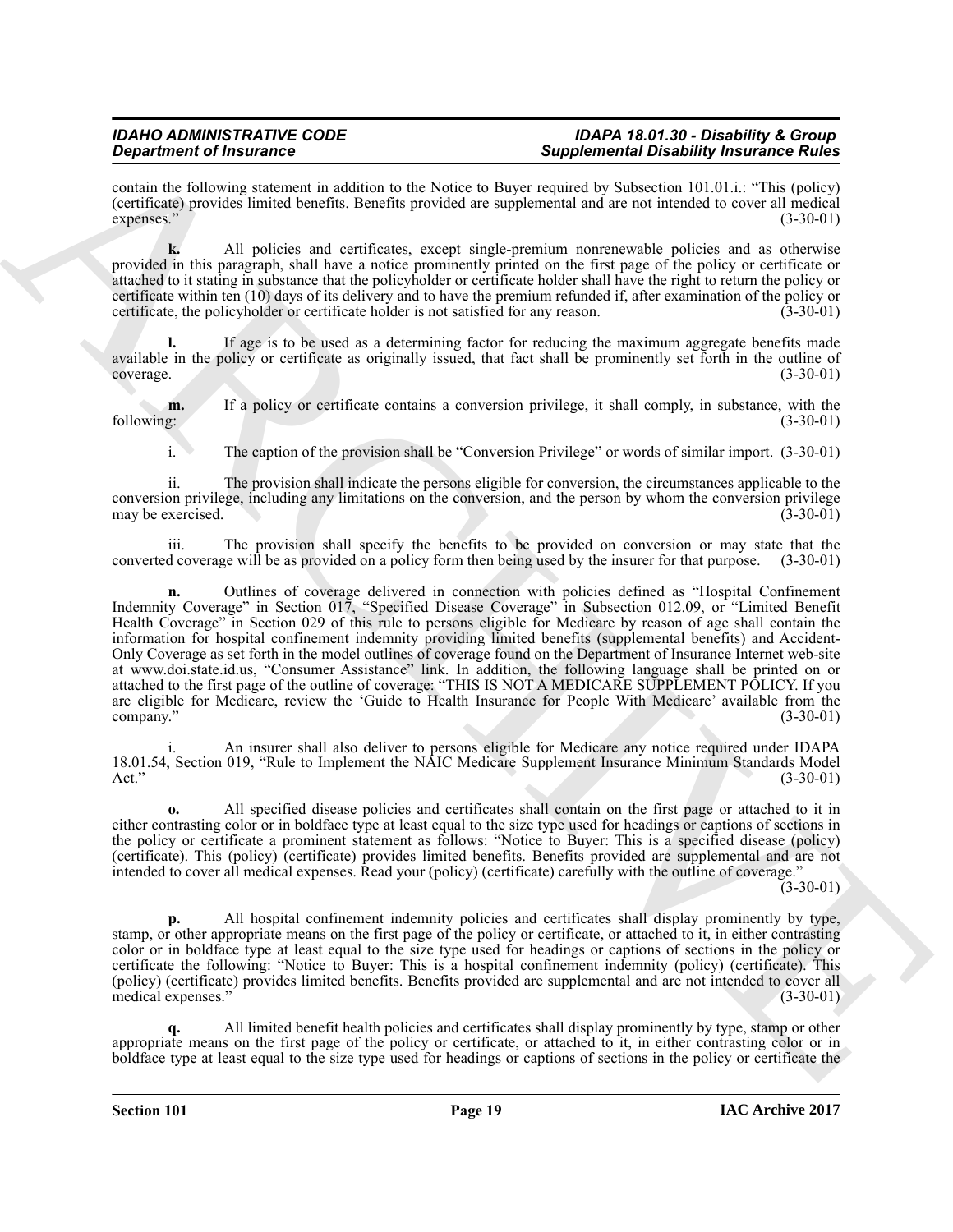contain the following statement in addition to the Notice to Buyer required by Subsection 101.01.i.: "This (policy) (certificate) provides limited benefits. Benefits provided are supplemental and are not intended to cover all medical expenses." (3-30-01)

**k.** All policies and certificates, except single-premium nonrenewable policies and as otherwise provided in this paragraph, shall have a notice prominently printed on the first page of the policy or certificate or attached to it stating in substance that the policyholder or certificate holder shall have the right to return the policy or certificate within ten (10) days of its delivery and to have the premium refunded if, after examination of the policy or certificate, the policyholder or certificate holder is not satisfied for any reason. (3-30-01)

**l.** If age is to be used as a determining factor for reducing the maximum aggregate benefits made available in the policy or certificate as originally issued, that fact shall be prominently set forth in the outline of coverage. (3-30-01)

**m.** If a policy or certificate contains a conversion privilege, it shall comply, in substance, with the following: (3-30-01)

i. The caption of the provision shall be "Conversion Privilege" or words of similar import. (3-30-01)

ii. The provision shall indicate the persons eligible for conversion, the circumstances applicable to the conversion privilege, including any limitations on the conversion, and the person by whom the conversion privilege may be exercised. (3-30-01)

iii. The provision shall specify the benefits to be provided on conversion or may state that the converted coverage will be as provided on a policy form then being used by the insurer for that purpose. (3-30-01)

**n.** Outlines of coverage delivered in connection with policies defined as "Hospital Confinement Indemnity Coverage" in Section 017, "Specified Disease Coverage" in Subsection 012.09, or "Limited Benefit Health Coverage" in Section 029 of this rule to persons eligible for Medicare by reason of age shall contain the information for hospital confinement indemnity providing limited benefits (supplemental benefits) and Accident-Only Coverage as set forth in the model outlines of coverage found on the Department of Insurance Internet web-site at www.doi.state.id.us, "Consumer Assistance" link. In addition, the following language shall be printed on or attached to the first page of the outline of coverage: "THIS IS NOT A MEDICARE SUPPLEMENT POLICY. If you are eligible for Medicare, review the 'Guide to Health Insurance for People With Medicare' available from the company." (3-30-01)

i. An insurer shall also deliver to persons eligible for Medicare any notice required under IDAPA 18.01.54, Section 019, "Rule to Implement the NAIC Medicare Supplement Insurance Minimum Standards Model Act." (3-30-01)

**o.** All specified disease policies and certificates shall contain on the first page or attached to it in either contrasting color or in boldface type at least equal to the size type used for headings or captions of sections in the policy or certificate a prominent statement as follows: "Notice to Buyer: This is a specified disease (policy) (certificate). This (policy) (certificate) provides limited benefits. Benefits provided are supplemental and are not intended to cover all medical expenses. Read your (policy) (certificate) carefully with the outline of coverage." (3-30-01)

**p.** All hospital confinement indemnity policies and certificates shall display prominently by type, stamp, or other appropriate means on the first page of the policy or certificate, or attached to it, in either contrasting color or in boldface type at least equal to the size type used for headings or captions of sections in the policy or certificate the following: "Notice to Buyer: This is a hospital confinement indemnity (policy) (certificate). This (policy) (certificate) provides limited benefits. Benefits provided are supplemental and are not intended to cover all medical expenses." (3-30-01)

**q.** All limited benefit health policies and certificates shall display prominently by type, stamp or other appropriate means on the first page of the policy or certificate, or attached to it, in either contrasting color or in boldface type at least equal to the size type used for headings or captions of sections in the policy or certificate the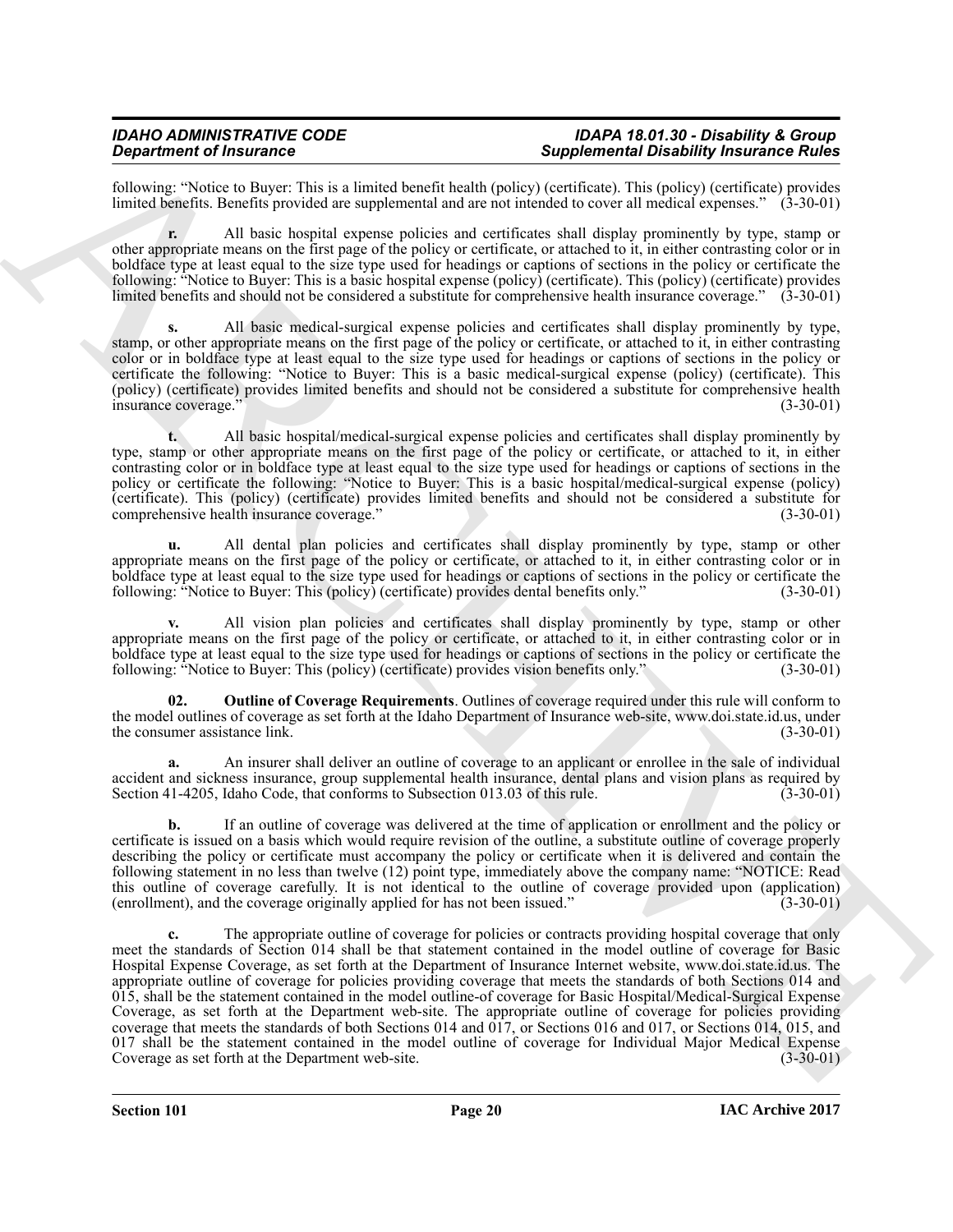following: "Notice to Buyer: This is a limited benefit health (policy) (certificate). This (policy) (certificate) provides limited benefits. Benefits provided are supplemental and are not intended to cover all medical expenses." (3-30-01)

**r.** All basic hospital expense policies and certificates shall display prominently by type, stamp or other appropriate means on the first page of the policy or certificate, or attached to it, in either contrasting color or in boldface type at least equal to the size type used for headings or captions of sections in the policy or certificate the following: "Notice to Buyer: This is a basic hospital expense (policy) (certificate). This (policy) (certificate) provides limited benefits and should not be considered a substitute for comprehensive health insurance coverage." (3-30-01)

**s.** All basic medical-surgical expense policies and certificates shall display prominently by type, stamp, or other appropriate means on the first page of the policy or certificate, or attached to it, in either contrasting color or in boldface type at least equal to the size type used for headings or captions of sections in the policy or certificate the following: "Notice to Buyer: This is a basic medical-surgical expense (policy) (certificate). This (policy) (certificate) provides limited benefits and should not be considered a substitute for comprehensive health insurance coverage." (3-30-01)

**t.** All basic hospital/medical-surgical expense policies and certificates shall display prominently by type, stamp or other appropriate means on the first page of the policy or certificate, or attached to it, in either contrasting color or in boldface type at least equal to the size type used for headings or captions of sections in the policy or certificate the following: "Notice to Buyer: This is a basic hospital/medical-surgical expense (policy) (certificate). This (policy) (certificate) provides limited benefits and should not be considered a substitute for comprehensive health insurance coverage." (3-30-01)

**u.** All dental plan policies and certificates shall display prominently by type, stamp or other appropriate means on the first page of the policy or certificate, or attached to it, in either contrasting color or in boldface type at least equal to the size type used for headings or captions of sections in the policy or certificate the following: "Notice to Buyer: This (policy) (certificate) provides dental benefits only." (3-30-01)

**v.** All vision plan policies and certificates shall display prominently by type, stamp or other appropriate means on the first page of the policy or certificate, or attached to it, in either contrasting color or in boldface type at least equal to the size type used for headings or captions of sections in the policy or certificate the following: "Notice to Buyer: This (policy) (certificate) provides vision benefits only." (3-30-01)

**02. Outline of Coverage Requirements**. Outlines of coverage required under this rule will conform to the model outlines of coverage as set forth at the Idaho Department of Insurance web-site, www.doi.state.id.us, under the consumer assistance link. (3-30-01)

**a.** An insurer shall deliver an outline of coverage to an applicant or enrollee in the sale of individual accident and sickness insurance, group supplemental health insurance, dental plans and vision plans as required by Section 41-4205, Idaho Code, that conforms to Subsection 013.03 of this rule. (3-30-01)

**b.** If an outline of coverage was delivered at the time of application or enrollment and the policy or certificate is issued on a basis which would require revision of the outline, a substitute outline of coverage properly describing the policy or certificate must accompany the policy or certificate when it is delivered and contain the following statement in no less than twelve (12) point type, immediately above the company name: "NOTICE: Read this outline of coverage carefully. It is not identical to the outline of coverage provided upon (application) (enrollment), and the coverage originally applied for has not been issued." (3-30-01)

**c.** The appropriate outline of coverage for policies or contracts providing hospital coverage that only meet the standards of Section 014 shall be that statement contained in the model outline of coverage for Basic Hospital Expense Coverage, as set forth at the Department of Insurance Internet website, www.doi.state.id.us. The appropriate outline of coverage for policies providing coverage that meets the standards of both Sections 014 and 015, shall be the statement contained in the model outline-of coverage for Basic Hospital/Medical-Surgical Expense Coverage, as set forth at the Department web-site. The appropriate outline of coverage for policies providing coverage that meets the standards of both Sections 014 and 017, or Sections 016 and 017, or Sections 014, 015, and 017 shall be the statement contained in the model outline of coverage for Individual Major Medical Expense Coverage as set forth at the Department web-site. (3-30-01)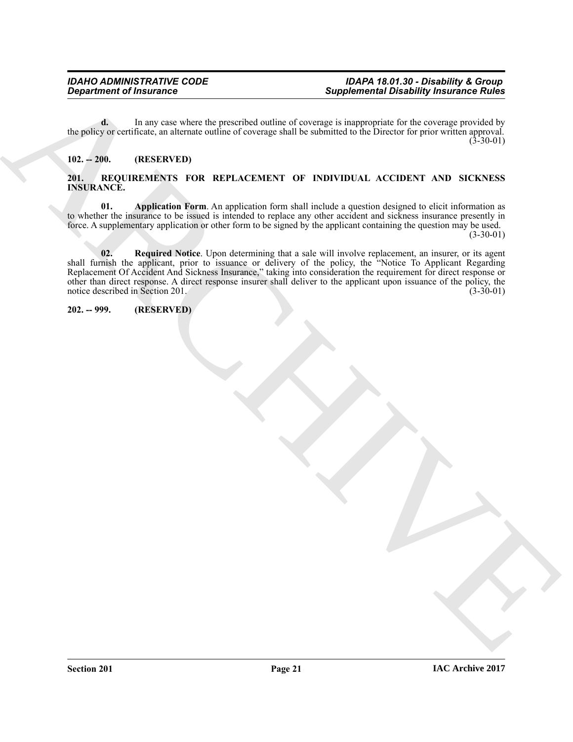**d.** In any case where the prescribed outline of coverage is inappropriate for the coverage provided by the policy or certificate, an alternate outline of coverage shall be submitted to the Director for prior written approval. (3-30-01)

## 102. -- 200. (RESERVED)

## 201. REQUIREMENTS FOR REPLACEMENT OF INDIVIDUAL ACCIDENT AND SICKNESS INSURANCE.

**01. Application Form**. An application form shall include a question designed to elicit information as to whether the insurance to be issued is intended to replace any other accident and sickness insurance presently in force. A supplementary application or other form to be signed by the applicant containing the question may be used. (3-30-01)

**02. Required Notice**. Upon determining that a sale will involve replacement, an insurer, or its agent shall furnish the applicant, prior to issuance or delivery of the policy, the "Notice To Applicant Regarding Replacement Of Accident And Sickness Insurance," taking into consideration the requirement for direct response or other than direct response. A direct response insurer shall deliver to the applicant upon issuance of the policy, the notice described in Section 201. (3-30-01)

## 202. -- 999. (RESERVED)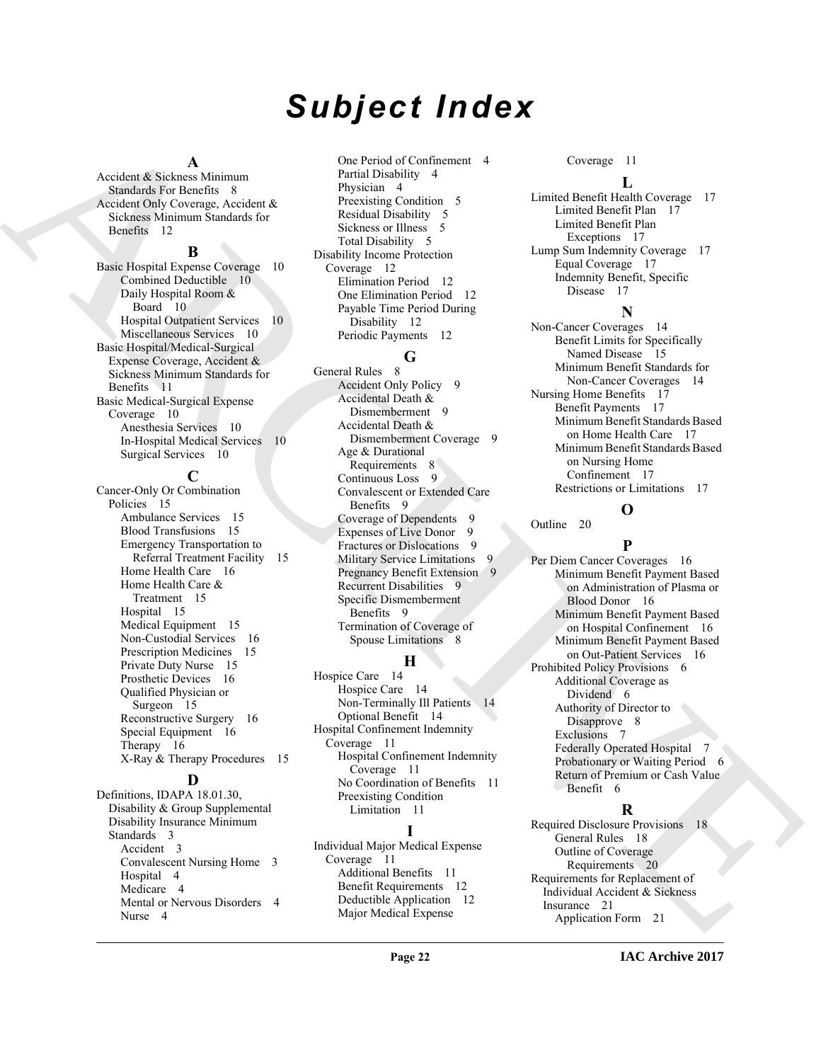# Subject Index

## A

Accident & Sickness Minimum Standards For Benefits 8

Accident Only Coverage, Accident & Sickness Minimum Standards for Benefits 12

## B

Basic Hospital Expense Coverage 10
- Combined Deductible 10
- Daily Hospital Room & Board 10
- Hospital Outpatient Services 10
- Miscellaneous Services 10

Basic Hospital/Medical-Surgical Expense Coverage, Accident & Sickness Minimum Standards for Benefits 11

Basic Medical-Surgical Expense Coverage 10
- Anesthesia Services 10
- In-Hospital Medical Services 10
- Surgical Services 10

## C

Cancer-Only Or Combination Policies 15
- Ambulance Services 15
- Blood Transfusions 15
- Emergency Transportation to Referral Treatment Facility 15
- Home Health Care 16
- Home Health Care & Treatment 15
- Hospital 15
- Medical Equipment 15
- Non-Custodial Services 16
- Prescription Medicines 15
- Private Duty Nurse 15
- Prosthetic Devices 16
- Qualified Physician or Surgeon 15
- Reconstructive Surgery 16
- Special Equipment 16
- Therapy 16
- X-Ray & Therapy Procedures 15

## D

Definitions, IDAPA 18.01.30, Disability & Group Supplemental Disability Insurance Minimum Standards 3
- Accident 3
- Convalescent Nursing Home 3
- Hospital 4
- Medicare 4
- Mental or Nervous Disorders 4
- Nurse 4
- One Period of Confinement 4
- Partial Disability 4
- Physician 4
- Preexisting Condition 5
- Residual Disability 5
- Sickness or Illness 5
- Total Disability 5

Disability Income Protection Coverage 12
- Elimination Period 12
- One Elimination Period 12
- Payable Time Period During Disability 12
- Periodic Payments 12

## G

General Rules 8
- Accident Only Policy 9
- Accidental Death & Dismemberment 9
- Accidental Death & Dismemberment Coverage 9
- Age & Durational Requirements 8
- Continuous Loss 9
- Convalescent or Extended Care Benefits 9
- Coverage of Dependents 9
- Expenses of Live Donor 9
- Fractures or Dislocations 9
- Military Service Limitations 9
- Pregnancy Benefit Extension 9
- Recurrent Disabilities 9
- Specific Dismemberment Benefits 9
- Termination of Coverage of Spouse Limitations 8

## H

Hospice Care 14
- Hospice Care 14
- Non-Terminally Ill Patients 14
- Optional Benefit 14

Hospital Confinement Indemnity Coverage 11
- Hospital Confinement Indemnity Coverage 11
- No Coordination of Benefits 11
- Preexisting Condition Limitation 11

## I

Individual Major Medical Expense Coverage 11
- Additional Benefits 11
- Benefit Requirements 12
- Deductible Application 12
- Major Medical Expense Coverage 11

## L

Limited Benefit Health Coverage 17
- Limited Benefit Plan 17
- Limited Benefit Plan Exceptions 17

Lump Sum Indemnity Coverage 17
- Equal Coverage 17
- Indemnity Benefit, Specific Disease 17

## N

Non-Cancer Coverages 14
- Benefit Limits for Specifically Named Disease 15
- Minimum Benefit Standards for Non-Cancer Coverages 14

Nursing Home Benefits 17
- Benefit Payments 17
- Minimum Benefit Standards Based on Home Health Care 17
- Minimum Benefit Standards Based on Nursing Home Confinement 17
- Restrictions or Limitations 17

## O

Outline 20

## P

Per Diem Cancer Coverages 16
- Minimum Benefit Payment Based on Administration of Plasma or Blood Donor 16
- Minimum Benefit Payment Based on Hospital Confinement 16
- Minimum Benefit Payment Based on Out-Patient Services 16

Prohibited Policy Provisions 6
- Additional Coverage as Dividend 6
- Authority of Director to Disapprove 8
- Exclusions 7
- Federally Operated Hospital 7
- Probationary or Waiting Period 6
- Return of Premium or Cash Value Benefit 6

## R

Required Disclosure Provisions 18
- General Rules 18
- Outline of Coverage Requirements 20

Requirements for Replacement of Individual Accident & Sickness Insurance 21
- Application Form 21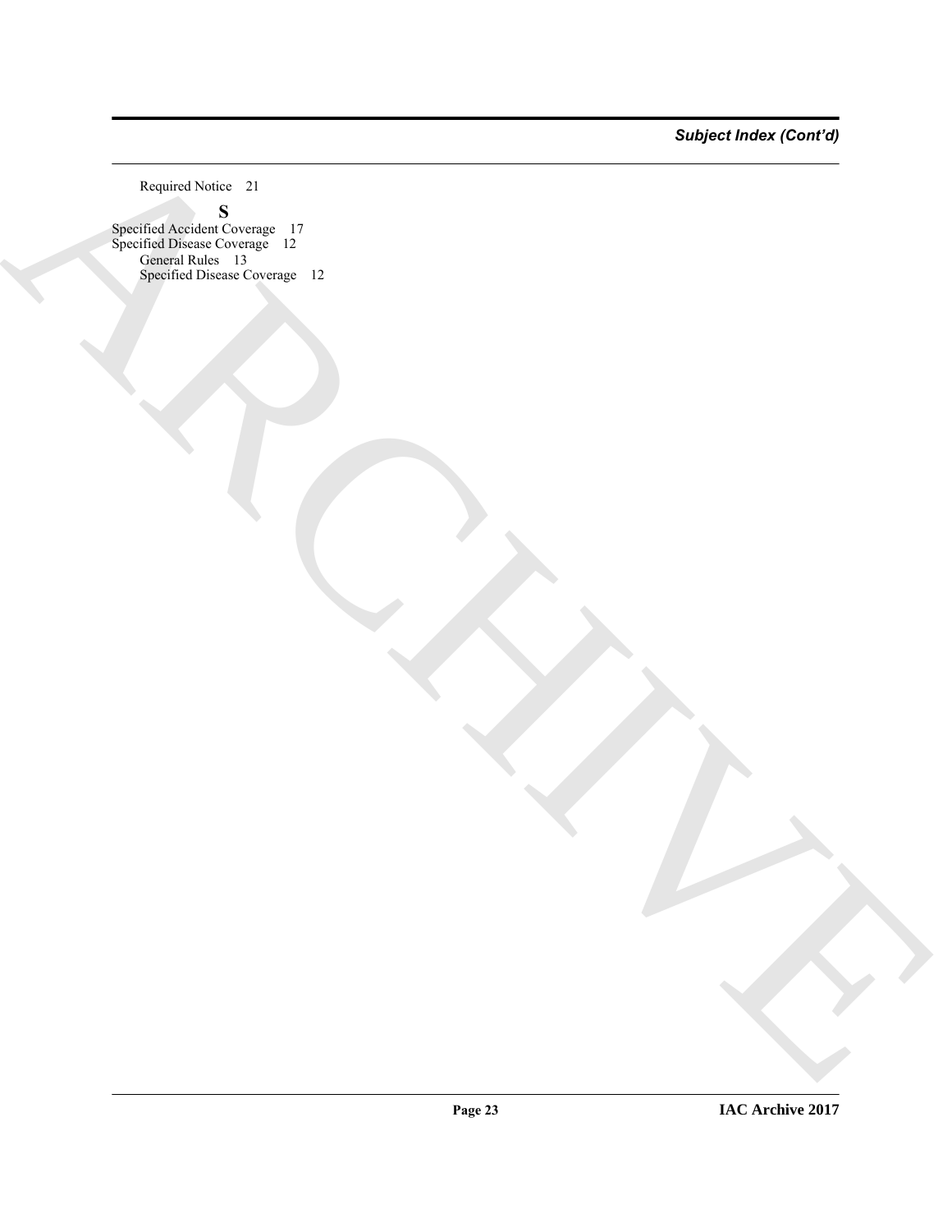Required Notice 21

**S**

Specified Accident Coverage 17
Specified Disease Coverage 12
General Rules 13
Specified Disease Coverage 12